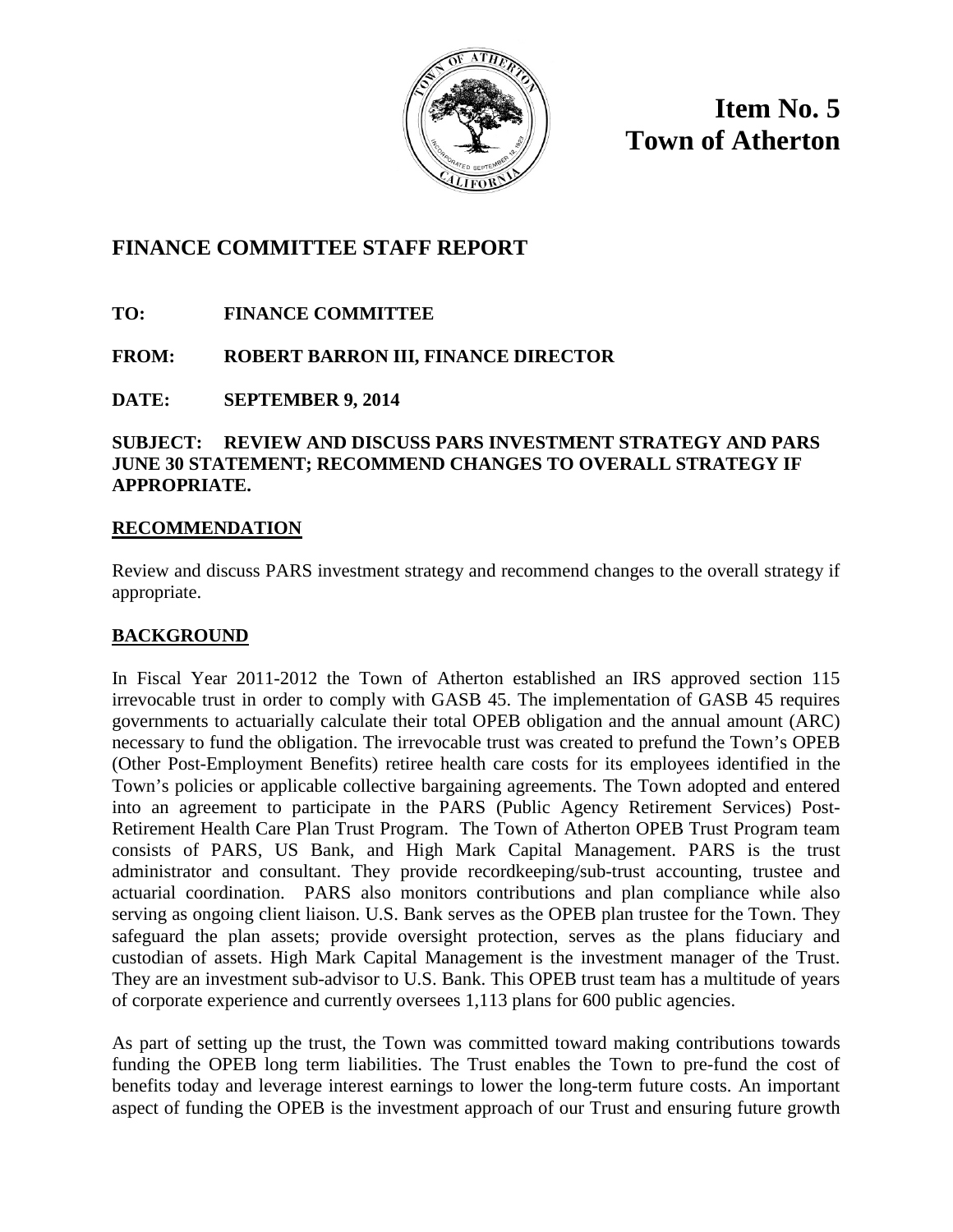# Item No. 5
# Town of Atherton

## FINANCE COMMITTEE STAFF REPORT

**TO:** FINANCE COMMITTEE

**FROM:** ROBERT BARRON III, FINANCE DIRECTOR

**DATE:** SEPTEMBER 9, 2014

**SUBJECT: REVIEW AND DISCUSS PARS INVESTMENT STRATEGY AND PARS JUNE 30 STATEMENT; RECOMMEND CHANGES TO OVERALL STRATEGY IF APPROPRIATE.**

### RECOMMENDATION

Review and discuss PARS investment strategy and recommend changes to the overall strategy if appropriate.

### BACKGROUND

In Fiscal Year 2011-2012 the Town of Atherton established an IRS approved section 115 irrevocable trust in order to comply with GASB 45. The implementation of GASB 45 requires governments to actuarially calculate their total OPEB obligation and the annual amount (ARC) necessary to fund the obligation. The irrevocable trust was created to prefund the Town's OPEB (Other Post-Employment Benefits) retiree health care costs for its employees identified in the Town's policies or applicable collective bargaining agreements. The Town adopted and entered into an agreement to participate in the PARS (Public Agency Retirement Services) Post-Retirement Health Care Plan Trust Program. The Town of Atherton OPEB Trust Program team consists of PARS, US Bank, and High Mark Capital Management. PARS is the trust administrator and consultant. They provide recordkeeping/sub-trust accounting, trustee and actuarial coordination. PARS also monitors contributions and plan compliance while also serving as ongoing client liaison. U.S. Bank serves as the OPEB plan trustee for the Town. They safeguard the plan assets; provide oversight protection, serves as the plans fiduciary and custodian of assets. High Mark Capital Management is the investment manager of the Trust. They are an investment sub-advisor to U.S. Bank. This OPEB trust team has a multitude of years of corporate experience and currently oversees 1,113 plans for 600 public agencies.

As part of setting up the trust, the Town was committed toward making contributions towards funding the OPEB long term liabilities. The Trust enables the Town to pre-fund the cost of benefits today and leverage interest earnings to lower the long-term future costs. An important aspect of funding the OPEB is the investment approach of our Trust and ensuring future growth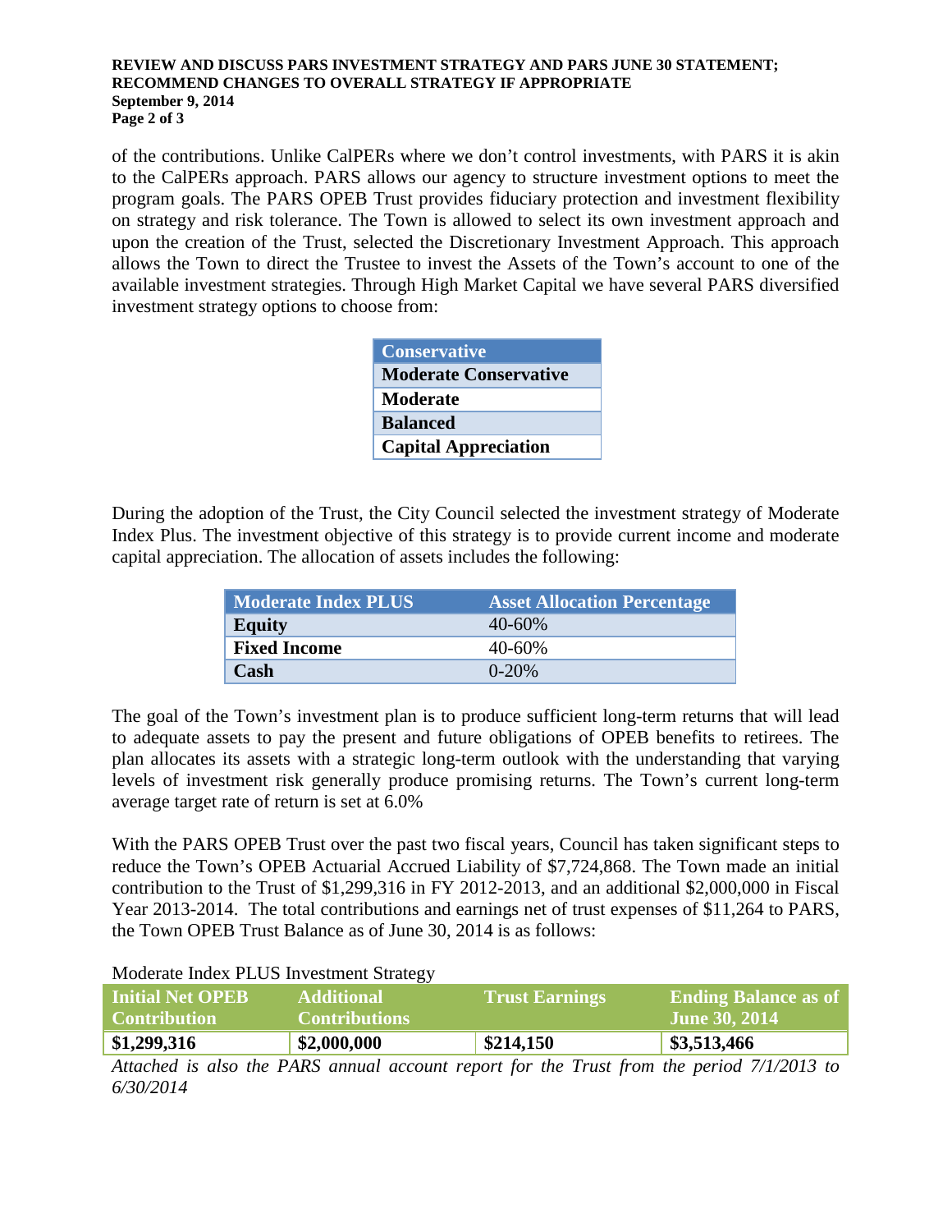of the contributions. Unlike CalPERs where we don't control investments, with PARS it is akin to the CalPERs approach. PARS allows our agency to structure investment options to meet the program goals. The PARS OPEB Trust provides fiduciary protection and investment flexibility on strategy and risk tolerance. The Town is allowed to select its own investment approach and upon the creation of the Trust, selected the Discretionary Investment Approach. This approach allows the Town to direct the Trustee to invest the Assets of the Town's account to one of the available investment strategies. Through High Market Capital we have several PARS diversified investment strategy options to choose from:

| Conservative |
|---|
| **Moderate Conservative** |
| **Moderate** |
| **Balanced** |
| **Capital Appreciation** |

During the adoption of the Trust, the City Council selected the investment strategy of Moderate Index Plus. The investment objective of this strategy is to provide current income and moderate capital appreciation. The allocation of assets includes the following:

| Moderate Index PLUS | Asset Allocation Percentage |
|---|---|
| **Equity** | 40-60% |
| **Fixed Income** | 40-60% |
| **Cash** | 0-20% |

The goal of the Town's investment plan is to produce sufficient long-term returns that will lead to adequate assets to pay the present and future obligations of OPEB benefits to retirees. The plan allocates its assets with a strategic long-term outlook with the understanding that varying levels of investment risk generally produce promising returns. The Town's current long-term average target rate of return is set at 6.0%

With the PARS OPEB Trust over the past two fiscal years, Council has taken significant steps to reduce the Town's OPEB Actuarial Accrued Liability of $7,724,868. The Town made an initial contribution to the Trust of $1,299,316 in FY 2012-2013, and an additional $2,000,000 in Fiscal Year 2013-2014. The total contributions and earnings net of trust expenses of $11,264 to PARS, the Town OPEB Trust Balance as of June 30, 2014 is as follows:

Moderate Index PLUS Investment Strategy

| Initial Net OPEB Contribution | Additional Contributions | Trust Earnings | Ending Balance as of June 30, 2014 |
|---|---|---|---|
| **$1,299,316** | **$2,000,000** | **$214,150** | **$3,513,466** |

*Attached is also the PARS annual account report for the Trust from the period 7/1/2013 to 6/30/2014*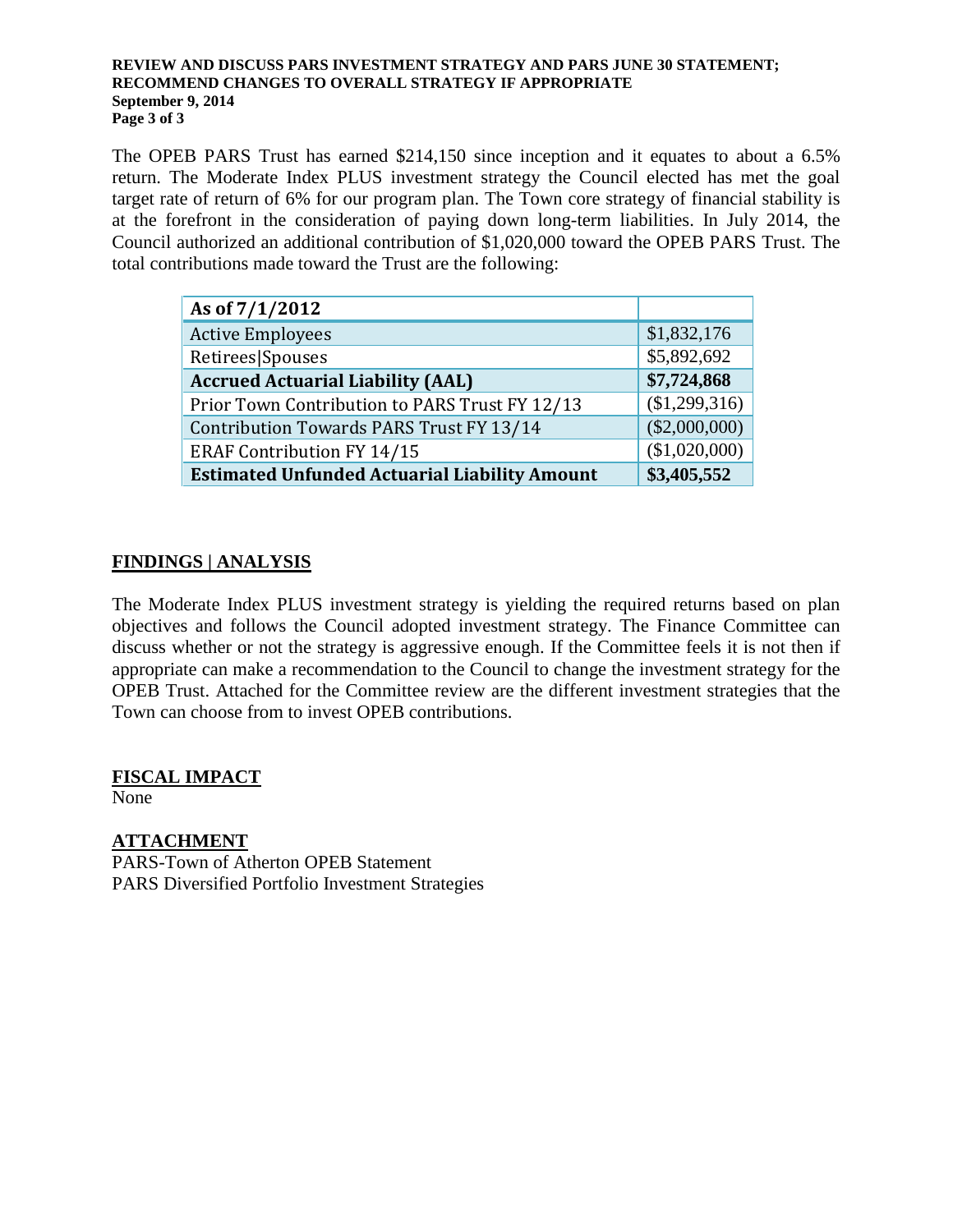The OPEB PARS Trust has earned $214,150 since inception and it equates to about a 6.5% return. The Moderate Index PLUS investment strategy the Council elected has met the goal target rate of return of 6% for our program plan. The Town core strategy of financial stability is at the forefront in the consideration of paying down long-term liabilities. In July 2014, the Council authorized an additional contribution of $1,020,000 toward the OPEB PARS Trust. The total contributions made toward the Trust are the following:

| As of 7/1/2012 | |
|---|---|
| Active Employees | $1,832,176 |
| Retirees\|Spouses | $5,892,692 |
| **Accrued Actuarial Liability (AAL)** | **$7,724,868** |
| Prior Town Contribution to PARS Trust FY 12/13 | ($1,299,316) |
| Contribution Towards PARS Trust FY 13/14 | ($2,000,000) |
| ERAF Contribution FY 14/15 | ($1,020,000) |
| **Estimated Unfunded Actuarial Liability Amount** | **$3,405,552** |

## FINDINGS | ANALYSIS

The Moderate Index PLUS investment strategy is yielding the required returns based on plan objectives and follows the Council adopted investment strategy. The Finance Committee can discuss whether or not the strategy is aggressive enough. If the Committee feels it is not then if appropriate can make a recommendation to the Council to change the investment strategy for the OPEB Trust. Attached for the Committee review are the different investment strategies that the Town can choose from to invest OPEB contributions.

## FISCAL IMPACT

None

## ATTACHMENT

PARS-Town of Atherton OPEB Statement
PARS Diversified Portfolio Investment Strategies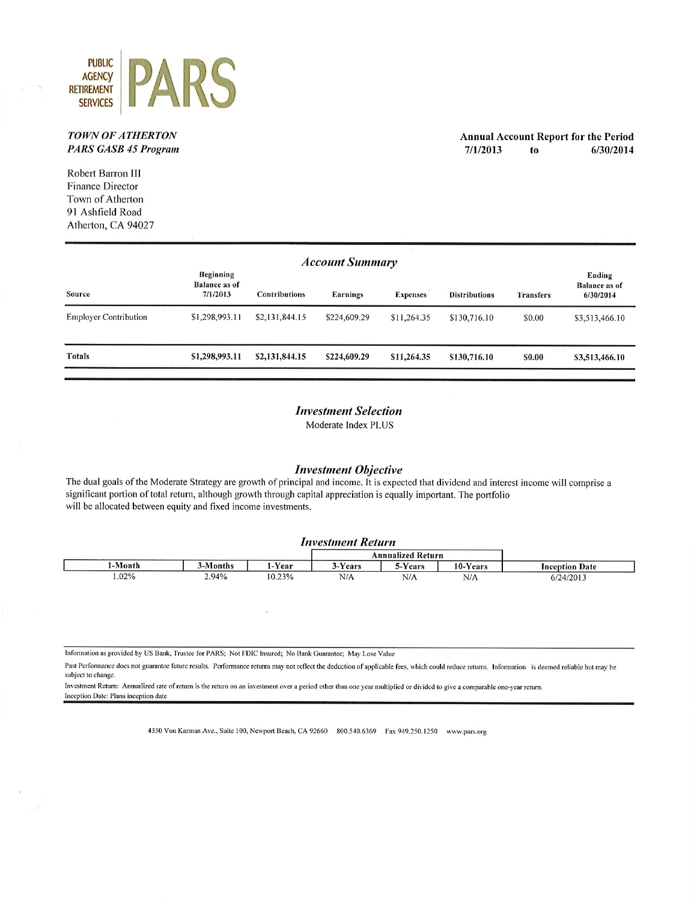PUBLIC AGENCY RETIREMENT SERVICES **PARS**

***TOWN OF ATHERTON***
***PARS GASB 45 Program***

**Annual Account Report for the Period**
**7/1/2013 to 6/30/2014**

Robert Barron III
Finance Director
Town of Atherton
91 Ashfield Road
Atherton, CA 94027

## *Account Summary*

| Source | Beginning Balance as of 7/1/2013 | Contributions | Earnings | Expenses | Distributions | Transfers | Ending Balance as of 6/30/2014 |
|---|---|---|---|---|---|---|---|
| Employer Contribution | $1,298,993.11 | $2,131,844.15 | $224,609.29 | $11,264.35 | $130,716.10 | $0.00 | $3,513,466.10 |
| **Totals** | **$1,298,993.11** | **$2,131,844.15** | **$224,609.29** | **$11,264.35** | **$130,716.10** | **$0.00** | **$3,513,466.10** |

## *Investment Selection*

Moderate Index PLUS

## *Investment Objective*

The dual goals of the Moderate Strategy are growth of principal and income. It is expected that dividend and interest income will comprise a significant portion of total return, although growth through capital appreciation is equally important. The portfolio will be allocated between equity and fixed income investments.

## *Investment Return*

| | | | Annualized Return | | | |
|---|---|---|---|---|---|---|
| 1-Month | 3-Months | 1-Year | 3-Years | 5-Years | 10-Years | Inception Date |
| 1.02% | 2.94% | 10.23% | N/A | N/A | N/A | 6/24/2013 |

Information as provided by US Bank, Trustee for PARS; Not FDIC Insured; No Bank Guarantee; May Lose Value

Past Performance does not guarantee future results. Performance returns may not reflect the deduction of applicable fees, which could reduce returns. Information is deemed reliable but may be subject to change.

Investment Return: Annualized rate of return is the return on an investment over a period other than one year multiplied or divided to give a comparable one-year return.

Inception Date: Plans inception date

4350 Von Karman Ave., Suite 100, Newport Beach, CA 92660 800.540.6369 Fax 949.250.1250 www.pars.org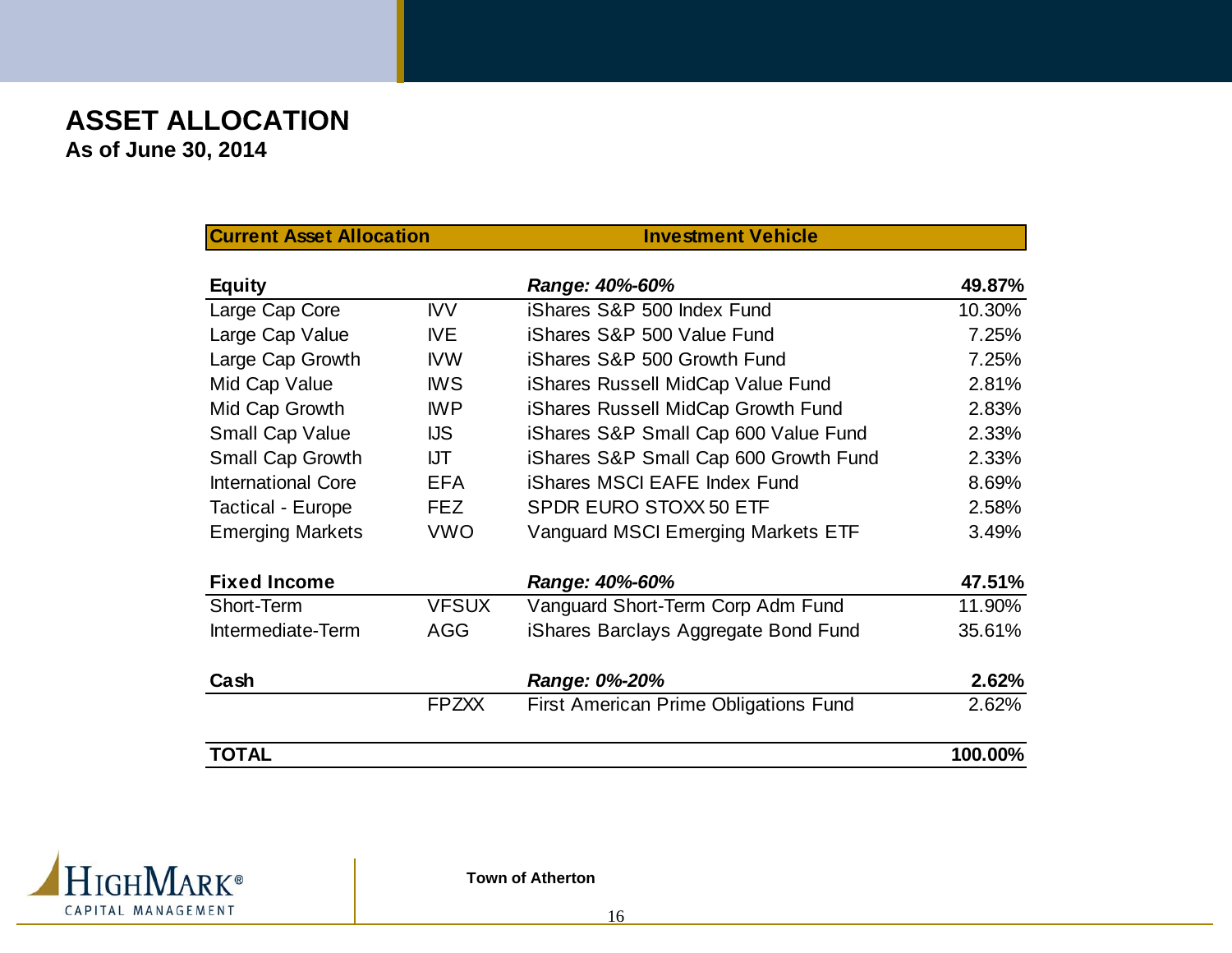# ASSET ALLOCATION

**As of June 30, 2014**

| Current Asset Allocation | | Investment Vehicle | |
|---|---|---|---|
| **Equity** | | ***Range: 40%-60%*** | **49.87%** |
| Large Cap Core | IVV | iShares S&P 500 Index Fund | 10.30% |
| Large Cap Value | IVE | iShares S&P 500 Value Fund | 7.25% |
| Large Cap Growth | IVW | iShares S&P 500 Growth Fund | 7.25% |
| Mid Cap Value | IWS | iShares Russell MidCap Value Fund | 2.81% |
| Mid Cap Growth | IWP | iShares Russell MidCap Growth Fund | 2.83% |
| Small Cap Value | IJS | iShares S&P Small Cap 600 Value Fund | 2.33% |
| Small Cap Growth | IJT | iShares S&P Small Cap 600 Growth Fund | 2.33% |
| International Core | EFA | iShares MSCI EAFE Index Fund | 8.69% |
| Tactical - Europe | FEZ | SPDR EURO STOXX 50 ETF | 2.58% |
| Emerging Markets | VWO | Vanguard MSCI Emerging Markets ETF | 3.49% |
| **Fixed Income** | | ***Range: 40%-60%*** | **47.51%** |
| Short-Term | VFSUX | Vanguard Short-Term Corp Adm Fund | 11.90% |
| Intermediate-Term | AGG | iShares Barclays Aggregate Bond Fund | 35.61% |
| **Cash** | | ***Range: 0%-20%*** | **2.62%** |
| | FPZXX | First American Prime Obligations Fund | 2.62% |
| **TOTAL** | | | **100.00%** |

HighMark® Capital Management

**Town of Atherton**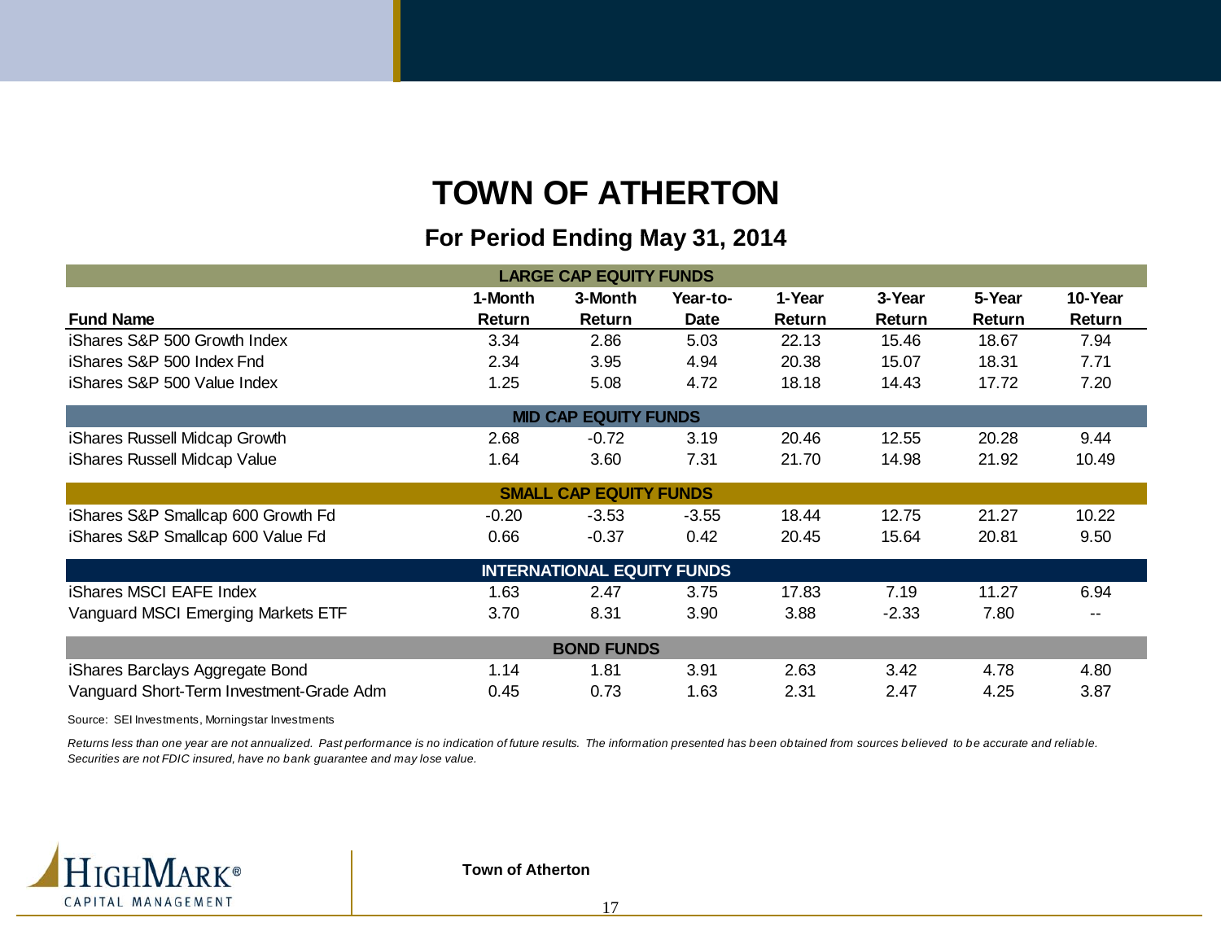# TOWN OF ATHERTON

## For Period Ending May 31, 2014

| Fund Name | 1-Month Return | 3-Month Return | Year-to-Date | 1-Year Return | 3-Year Return | 5-Year Return | 10-Year Return |
|---|---|---|---|---|---|---|---|
| **LARGE CAP EQUITY FUNDS** | | | | | | | |
| iShares S&P 500 Growth Index | 3.34 | 2.86 | 5.03 | 22.13 | 15.46 | 18.67 | 7.94 |
| iShares S&P 500 Index Fnd | 2.34 | 3.95 | 4.94 | 20.38 | 15.07 | 18.31 | 7.71 |
| iShares S&P 500 Value Index | 1.25 | 5.08 | 4.72 | 18.18 | 14.43 | 17.72 | 7.20 |
| **MID CAP EQUITY FUNDS** | | | | | | | |
| iShares Russell Midcap Growth | 2.68 | -0.72 | 3.19 | 20.46 | 12.55 | 20.28 | 9.44 |
| iShares Russell Midcap Value | 1.64 | 3.60 | 7.31 | 21.70 | 14.98 | 21.92 | 10.49 |
| **SMALL CAP EQUITY FUNDS** | | | | | | | |
| iShares S&P Smallcap 600 Growth Fd | -0.20 | -3.53 | -3.55 | 18.44 | 12.75 | 21.27 | 10.22 |
| iShares S&P Smallcap 600 Value Fd | 0.66 | -0.37 | 0.42 | 20.45 | 15.64 | 20.81 | 9.50 |
| **INTERNATIONAL EQUITY FUNDS** | | | | | | | |
| iShares MSCI EAFE Index | 1.63 | 2.47 | 3.75 | 17.83 | 7.19 | 11.27 | 6.94 |
| Vanguard MSCI Emerging Markets ETF | 3.70 | 8.31 | 3.90 | 3.88 | -2.33 | 7.80 | -- |
| **BOND FUNDS** | | | | | | | |
| iShares Barclays Aggregate Bond | 1.14 | 1.81 | 3.91 | 2.63 | 3.42 | 4.78 | 4.80 |
| Vanguard Short-Term Investment-Grade Adm | 0.45 | 0.73 | 1.63 | 2.31 | 2.47 | 4.25 | 3.87 |

Source: SEI Investments, Morningstar Investments

*Returns less than one year are not annualized. Past performance is no indication of future results. The information presented has been obtained from sources believed to be accurate and reliable. Securities are not FDIC insured, have no bank guarantee and may lose value.*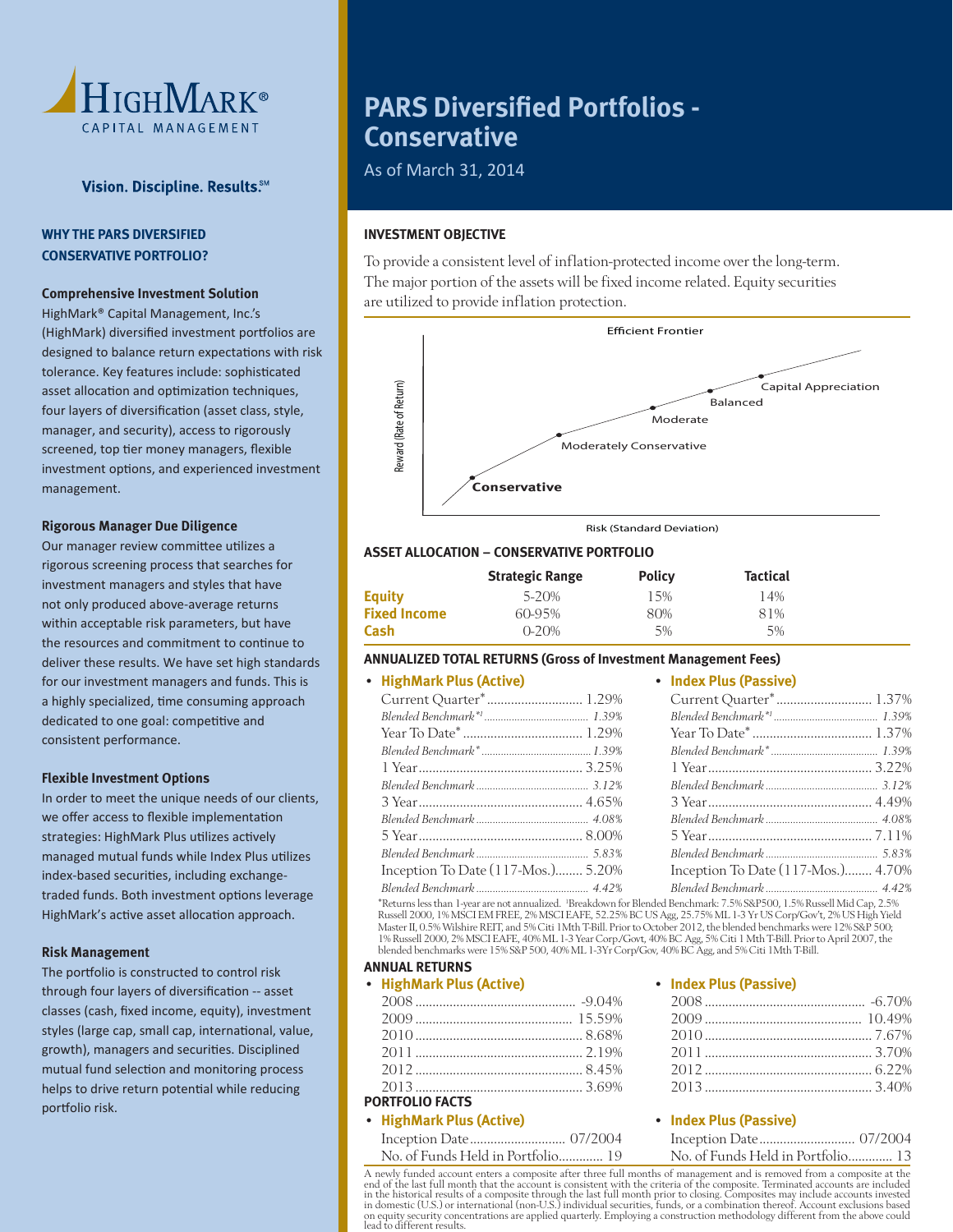# HighMark® Capital Management

**Vision. Discipline. Results.℠**

## PARS Diversified Portfolios - Conservative

As of March 31, 2014

### WHY THE PARS DIVERSIFIED CONSERVATIVE PORTFOLIO?

**Comprehensive Investment Solution**

HighMark® Capital Management, Inc.'s (HighMark) diversified investment portfolios are designed to balance return expectations with risk tolerance. Key features include: sophisticated asset allocation and optimization techniques, four layers of diversification (asset class, style, manager, and security), access to rigorously screened, top tier money managers, flexible investment options, and experienced investment management.

**Rigorous Manager Due Diligence**

Our manager review committee utilizes a rigorous screening process that searches for investment managers and styles that have not only produced above-average returns within acceptable risk parameters, but have the resources and commitment to continue to deliver these results. We have set high standards for our investment managers and funds. This is a highly specialized, time consuming approach dedicated to one goal: competitive and consistent performance.

**Flexible Investment Options**

In order to meet the unique needs of our clients, we offer access to flexible implementation strategies: HighMark Plus utilizes actively managed mutual funds while Index Plus utilizes index-based securities, including exchange-traded funds. Both investment options leverage HighMark's active asset allocation approach.

**Risk Management**

The portfolio is constructed to control risk through four layers of diversification -- asset classes (cash, fixed income, equity), investment styles (large cap, small cap, international, value, growth), managers and securities. Disciplined mutual fund selection and monitoring process helps to drive return potential while reducing portfolio risk.

### INVESTMENT OBJECTIVE

To provide a consistent level of inflation-protected income over the long-term. The major portion of the assets will be fixed income related. Equity securities are utilized to provide inflation protection.

Efficient Frontier

Reward (Rate of Return) vs. Risk (Standard Deviation): Conservative, Moderately Conservative, Moderate, Balanced, Capital Appreciation

### ASSET ALLOCATION – CONSERVATIVE PORTFOLIO

| | Strategic Range | Policy | Tactical |
|---|---|---|---|
| **Equity** | 5-20% | 15% | 14% |
| **Fixed Income** | 60-95% | 80% | 81% |
| **Cash** | 0-20% | 5% | 5% |

### ANNUALIZED TOTAL RETURNS (Gross of Investment Management Fees)

| | HighMark Plus (Active) | Index Plus (Passive) |
|---|---|---|
| Current Quarter* | 1.29% | 1.37% |
| *Blended Benchmark*¹* | *1.39%* | *1.39%* |
| Year To Date* | 1.29% | 1.37% |
| *Blended Benchmark** | *1.39%* | *1.39%* |
| 1 Year | 3.25% | 3.22% |
| *Blended Benchmark* | *3.12%* | *3.12%* |
| 3 Year | 4.65% | 4.49% |
| *Blended Benchmark* | *4.08%* | *4.08%* |
| 5 Year | 8.00% | 7.11% |
| *Blended Benchmark* | *5.83%* | *5.83%* |
| Inception To Date (117-Mos.) | 5.20% | 4.70% |
| *Blended Benchmark* | *4.42%* | *4.42%* |

*Returns less than 1-year are not annualized. ¹Breakdown for Blended Benchmark: 7.5% S&P500, 1.5% Russell Mid Cap, 2.5% Russell 2000, 1% MSCI EM FREE, 2% MSCI EAFE, 52.25% BC US Agg, 25.75% ML 1-3 Yr US Corp/Gov't, 2% US High Yield Master II, 0.5% Wilshire REIT, and 5% Citi 1Mth T-Bill. Prior to October 2012, the blended benchmarks were 12% S&P 500; 1% Russell 2000, 2% MSCI EAFE, 40% ML 1-3 Year Corp./Govt, 40% BC Agg, 5% Citi 1 Mth T-Bill. Prior to April 2007, the blended benchmarks were 15% S&P 500, 40% ML 1-3Yr Corp/Gov, 40% BC Agg, and 5% Citi 1Mth T-Bill.

### ANNUAL RETURNS

| | HighMark Plus (Active) | Index Plus (Passive) |
|---|---|---|
| 2008 | -9.04% | -6.70% |
| 2009 | 15.59% | 10.49% |
| 2010 | 8.68% | 7.67% |
| 2011 | 2.19% | 3.70% |
| 2012 | 8.45% | 6.22% |
| 2013 | 3.69% | 3.40% |

### PORTFOLIO FACTS

| | HighMark Plus (Active) | Index Plus (Passive) |
|---|---|---|
| Inception Date | 07/2004 | 07/2004 |
| No. of Funds Held in Portfolio | 19 | 13 |

A newly funded account enters a composite after three full months of management and is removed from a composite at the end of the last full month that the account is consistent with the criteria of the composite. Terminated accounts are included in the historical results of a composite through the last full month prior to closing. Composites may include accounts invested in domestic (U.S.) or international (non-U.S.) individual securities, funds, or a combination thereof. Account exclusions based on equity security concentrations are applied quarterly. Employing a construction methodology different from the above could lead to different results.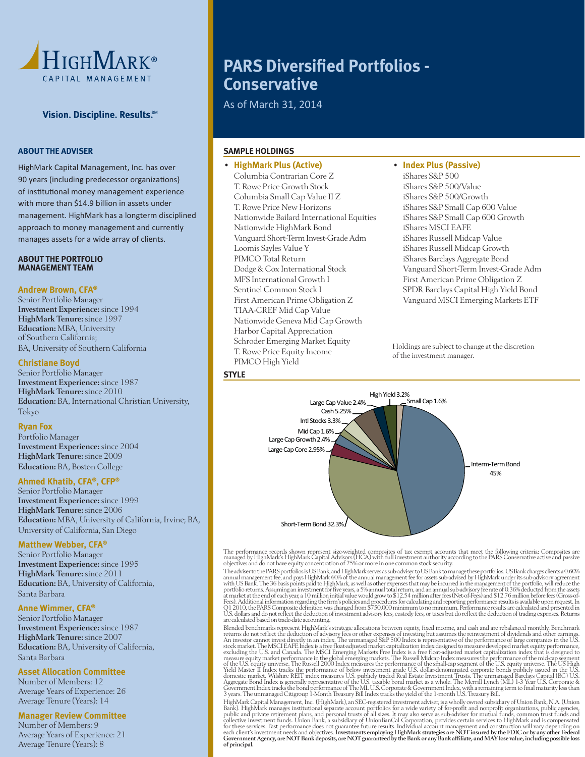HighMark® Capital Management

**Vision. Discipline. Results.℠**

# PARS Diversified Portfolios - Conservative

As of March 31, 2014

## ABOUT THE ADVISER

HighMark Capital Management, Inc. has over 90 years (including predecessor organizations) of institutional money management experience with more than $14.9 billion in assets under management. HighMark has a longterm disciplined approach to money management and currently manages assets for a wide array of clients.

## ABOUT THE PORTFOLIO MANAGEMENT TEAM

### Andrew Brown, CFA®

Senior Portfolio Manager
**Investment Experience:** since 1994
**HighMark Tenure:** since 1997
**Education:** MBA, University of Southern California; BA, University of Southern California

### Christiane Boyd

Senior Portfolio Manager
**Investment Experience:** since 1987
**HighMark Tenure:** since 2010
**Education:** BA, International Christian University, Tokyo

### Ryan Fox

Portfolio Manager
**Investment Experience:** since 2004
**HighMark Tenure:** since 2009
**Education:** BA, Boston College

### Ahmed Khatib, CFA®, CFP®

Senior Portfolio Manager
**Investment Experience:** since 1999
**HighMark Tenure:** since 2006
**Education:** MBA, University of California, Irvine; BA, University of California, San Diego

### Matthew Webber, CFA®

Senior Portfolio Manager
**Investment Experience:** since 1995
**HighMark Tenure:** since 2011
**Education:** BA, University of California, Santa Barbara

### Anne Wimmer, CFA®

Senior Portfolio Manager
**Investment Experience:** since 1987
**HighMark Tenure:** since 2007
**Education:** BA, University of California, Santa Barbara

### Asset Allocation Committee

Number of Members: 12
Average Years of Experience: 26
Average Tenure (Years): 14

### Manager Review Committee

Number of Members: 9
Average Years of Experience: 21
Average Tenure (Years): 8

## SAMPLE HOLDINGS

- **HighMark Plus (Active)**
  - Columbia Contrarian Core Z
  - T. Rowe Price Growth Stock
  - Columbia Small Cap Value II Z
  - T. Rowe Price New Horizons
  - Nationwide Bailard International Equities
  - Nationwide HighMark Bond
  - Vanguard Short-Term Invest-Grade Adm
  - Loomis Sayles Value Y
  - PIMCO Total Return
  - Dodge & Cox International Stock
  - MFS International Growth I
  - Sentinel Common Stock I
  - First American Prime Obligation Z
  - TIAA-CREF Mid Cap Value
  - Nationwide Geneva Mid Cap Growth
  - Harbor Capital Appreciation
  - Schroder Emerging Market Equity
  - T. Rowe Price Equity Income
  - PIMCO High Yield

- **Index Plus (Passive)**
  - iShares S&P 500
  - iShares S&P 500/Value
  - iShares S&P 500/Growth
  - iShares S&P Small Cap 600 Value
  - iShares S&P Small Cap 600 Growth
  - iShares MSCI EAFE
  - iShares Russell Midcap Value
  - iShares Russell Midcap Growth
  - iShares Barclays Aggregate Bond
  - Vanguard Short-Term Invest-Grade Adm
  - First American Prime Obligation Z
  - SPDR Barclays Capital High Yield Bond
  - Vanguard MSCI Emerging Markets ETF

Holdings are subject to change at the discretion of the investment manager.

## STYLE

| Asset Class | Allocation |
|---|---|
| Interm-Term Bond | 45% |
| Short-Term Bond | 32.3% |
| Large Cap Core | 2.95% |
| Large Cap Growth | 2.4% |
| Mid Cap | 1.6% |
| Intl Stocks | 3.3% |
| Cash | 5.25% |
| Large Cap Value | 2.4% |
| High Yield | 3.2% |
| Small Cap | 1.6% |

The performance records shown represent size-weighted composites of tax exempt accounts that meet the following criteria: Composites are managed by HighMark's HighMark Capital Advisors (HCA) with full investment authority according to the PARS Conservative active and passive objectives and do not have equity concentration of 25% or more in one common stock security.

The adviser to the PARS portfolios is US Bank, and HighMark serves as sub-adviser to US Bank to manage these portfolios. US Bank charges clients a 0.60% annual management fee, and pays HighMark 60% of the annual management fee for assets sub-advised by HighMark under its sub-advisory agreement with US Bank. The 36 basis points paid to HighMark, as well as other expenses that may be incurred in the management of the portfolio, will reduce the portfolio returns. Assuming an investment for five years, a 5% annual total return, and an annual sub-advisory fee rate of 0.36% deducted from the assets at market at the end of each year, a 10 million initial value would grow to $12.54 million after fees (Net-of-Fees) and $12.76 million before fees (Gross-of-Fees). Additional information regarding the firm's policies and procedures for calculating and reporting performance results is available upon request. In Q1 2010, the PARS Composite definition was changed from $750,000 minimum to no minimum. Performance results are calculated and presented in U.S. dollars and do not reflect the deduction of investment advisory fees, custody fees, or taxes but do reflect the deduction of trading expenses. Returns are calculated based on trade-date accounting.

Blended benchmarks represent HighMark's strategic allocations between equity, fixed income, and cash and are rebalanced monthly. Benchmark returns do not reflect the deduction of advisory fees or other expenses of investing but assumes the reinvestment of dividends and other earnings. An investor cannot invest directly in an index. The unmanaged S&P 500 Index is representative of the performance of large companies in the U.S. stock market. The MSCI EAFE Index is a free float-adjusted market capitalization index designed to measure developed market equity performance, excluding the U.S. and Canada. The MSCI Emerging Markets Free Index is a free float-adjusted market capitalization index that is designed to measure equity market performance in the global emerging markets. The Russell Midcap Index measures the performance of the mid-cap segment of the U.S. equity universe. The Russell 2000 Index measures the performance of the small-cap segment of the U.S. equity universe. The US High Yield Master II Index tracks the performance of below investment grade U.S. dollar-denominated corporate bonds publicly issued in the U.S. domestic market. Wilshire REIT index measures U.S. publicly traded Real Estate Investment Trusts. The unmanaged Barclays Capital (BC) U.S. Aggregate Bond Index is generally representative of the U.S. taxable bond market as a whole. The Merrill Lynch (ML) 1-3 Year U.S. Corporate & Government Index tracks the bond performance of The ML U.S. Corporate & Government Index, with a remaining term to final maturity less than 3 years. The unmanaged Citigroup 1-Month Treasury Bill Index tracks the yield of the 1-month U.S. Treasury Bill.

HighMark Capital Management, Inc. (HighMark), an SEC-registered investment adviser, is a wholly owned subsidiary of Union Bank, N.A. (Union Bank). HighMark manages institutional separate account portfolios for a wide variety of for-profit and nonprofit organizations, public agencies, public and private retirement plans, and personal trusts of all sizes. It may also serve as sub-adviser for mutual funds, common trust funds and collective investment funds. Union Bank, a subsidiary of UnionBanCal Corporation, provides certain services to HighMark and is compensated for these services. Past performance does not guarantee future results. Individual account management and construction will vary depending on each client's investment needs and objectives. **Investments employing HighMark strategies are NOT insured by the FDIC or by any other Federal Government Agency, are NOT Bank deposits, are NOT guaranteed by the Bank or any Bank affiliate, and MAY lose value, including possible loss of principal.**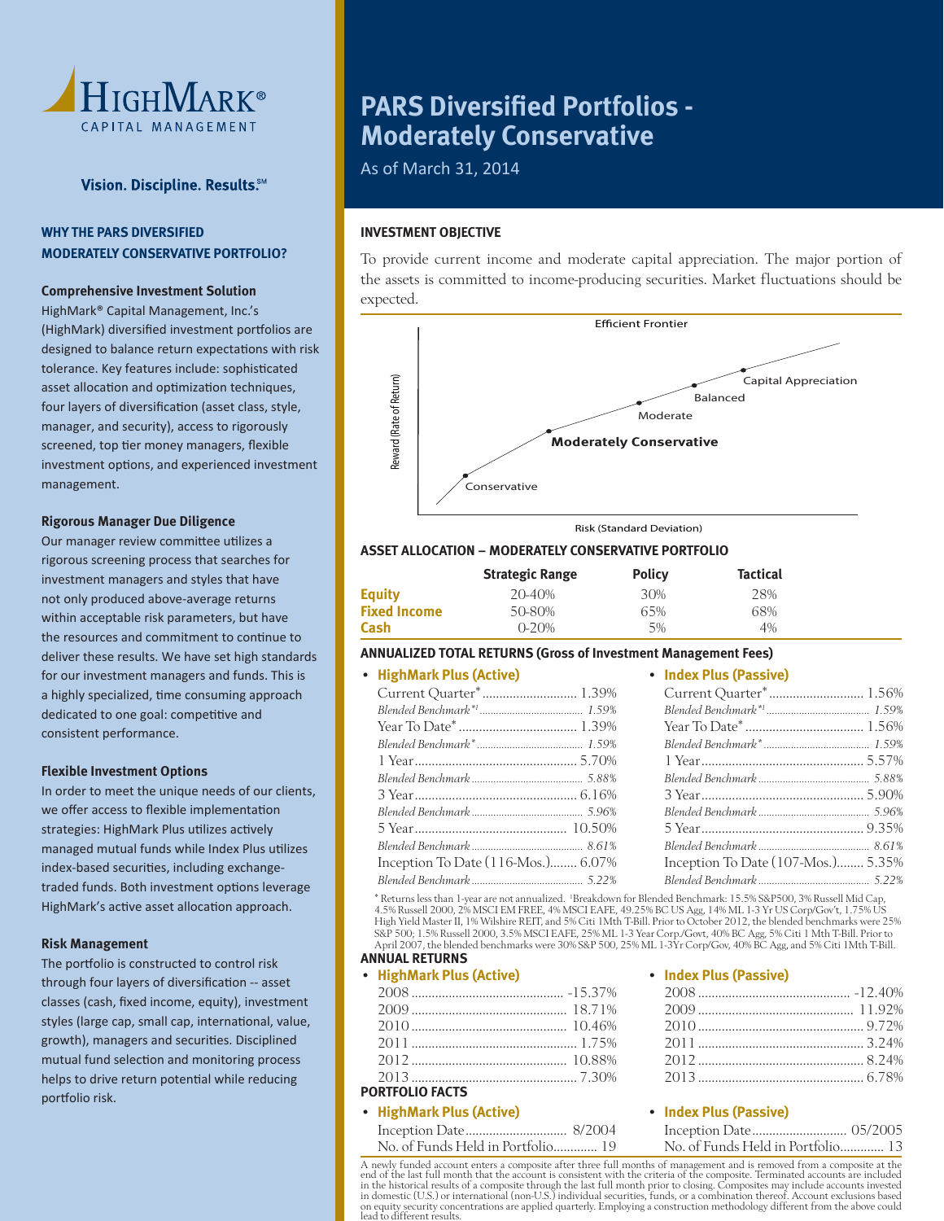# HighMark® Capital Management

**Vision. Discipline. Results.℠**

## WHY THE PARS DIVERSIFIED MODERATELY CONSERVATIVE PORTFOLIO?

### Comprehensive Investment Solution

HighMark® Capital Management, Inc.'s (HighMark) diversified investment portfolios are designed to balance return expectations with risk tolerance. Key features include: sophisticated asset allocation and optimization techniques, four layers of diversification (asset class, style, manager, and security), access to rigorously screened, top tier money managers, flexible investment options, and experienced investment management.

### Rigorous Manager Due Diligence

Our manager review committee utilizes a rigorous screening process that searches for investment managers and styles that have not only produced above-average returns within acceptable risk parameters, but have the resources and commitment to continue to deliver these results. We have set high standards for our investment managers and funds. This is a highly specialized, time consuming approach dedicated to one goal: competitive and consistent performance.

### Flexible Investment Options

In order to meet the unique needs of our clients, we offer access to flexible implementation strategies: HighMark Plus utilizes actively managed mutual funds while Index Plus utilizes index-based securities, including exchange-traded funds. Both investment options leverage HighMark's active asset allocation approach.

### Risk Management

The portfolio is constructed to control risk through four layers of diversification -- asset classes (cash, fixed income, equity), investment styles (large cap, small cap, international, value, growth), managers and securities. Disciplined mutual fund selection and monitoring process helps to drive return potential while reducing portfolio risk.

# PARS Diversified Portfolios - Moderately Conservative

As of March 31, 2014

## INVESTMENT OBJECTIVE

To provide current income and moderate capital appreciation. The major portion of the assets is committed to income-producing securities. Market fluctuations should be expected.

Efficient Frontier

Reward (Rate of Return) vs. Risk (Standard Deviation): Conservative, **Moderately Conservative**, Moderate, Balanced, Capital Appreciation

## ASSET ALLOCATION – MODERATELY CONSERVATIVE PORTFOLIO

| | Strategic Range | Policy | Tactical |
|---|---|---|---|
| **Equity** | 20-40% | 30% | 28% |
| **Fixed Income** | 50-80% | 65% | 68% |
| **Cash** | 0-20% | 5% | 4% |

## ANNUALIZED TOTAL RETURNS (Gross of Investment Management Fees)

| | HighMark Plus (Active) | Index Plus (Passive) |
|---|---|---|
| Current Quarter* | 1.39% | 1.56% |
| *Blended Benchmark*¹* | *1.59%* | *1.59%* |
| Year To Date* | 1.39% | 1.56% |
| *Blended Benchmark** | *1.59%* | *1.59%* |
| 1 Year | 5.70% | 5.57% |
| *Blended Benchmark* | *5.88%* | *5.88%* |
| 3 Year | 6.16% | 5.90% |
| *Blended Benchmark* | *5.96%* | *5.96%* |
| 5 Year | 10.50% | 9.35% |
| *Blended Benchmark* | *8.61%* | *8.61%* |
| Inception To Date | (116-Mos.) 6.07% | (107-Mos.) 5.35% |
| *Blended Benchmark* | *5.22%* | *5.22%* |

* Returns less than 1-year are not annualized. ¹Breakdown for Blended Benchmark: 15.5% S&P500, 3% Russell Mid Cap, 4.5% Russell 2000, 2% MSCI EM FREE, 4% MSCI EAFE, 49.25% BC US Agg, 14% ML 1-3 Yr US Corp/Gov't, 1.75% US High Yield Master II, 1% Wilshire REIT, and 5% Citi 1Mth T-Bill. Prior to October 2012, the blended benchmarks were 25% S&P 500; 1.5% Russell 2000, 3.5% MSCI EAFE, 25% ML 1-3 Year Corp./Govt, 40% BC Agg, 5% Citi 1 Mth T-Bill. Prior to April 2007, the blended benchmarks were 30% S&P 500, 25% ML 1-3Yr Corp/Gov, 40% BC Agg, and 5% Citi 1Mth T-Bill.

## ANNUAL RETURNS

| | HighMark Plus (Active) | Index Plus (Passive) |
|---|---|---|
| 2008 | -15.37% | -12.40% |
| 2009 | 18.71% | 11.92% |
| 2010 | 10.46% | 9.72% |
| 2011 | 1.75% | 3.24% |
| 2012 | 10.88% | 8.24% |
| 2013 | 7.30% | 6.78% |

## PORTFOLIO FACTS

| | HighMark Plus (Active) | Index Plus (Passive) |
|---|---|---|
| Inception Date | 8/2004 | 05/2005 |
| No. of Funds Held in Portfolio | 19 | 13 |

A newly funded account enters a composite after three full months of management and is removed from a composite at the end of the last full month that the account is consistent with the criteria of the composite. Terminated accounts are included in the historical results of a composite through the last full month prior to closing. Composites may include accounts invested in domestic (U.S.) or international (non-U.S.) individual securities, funds, or a combination thereof. Account exclusions based on equity security concentrations are applied quarterly. Employing a construction methodology different from the above could lead to different results.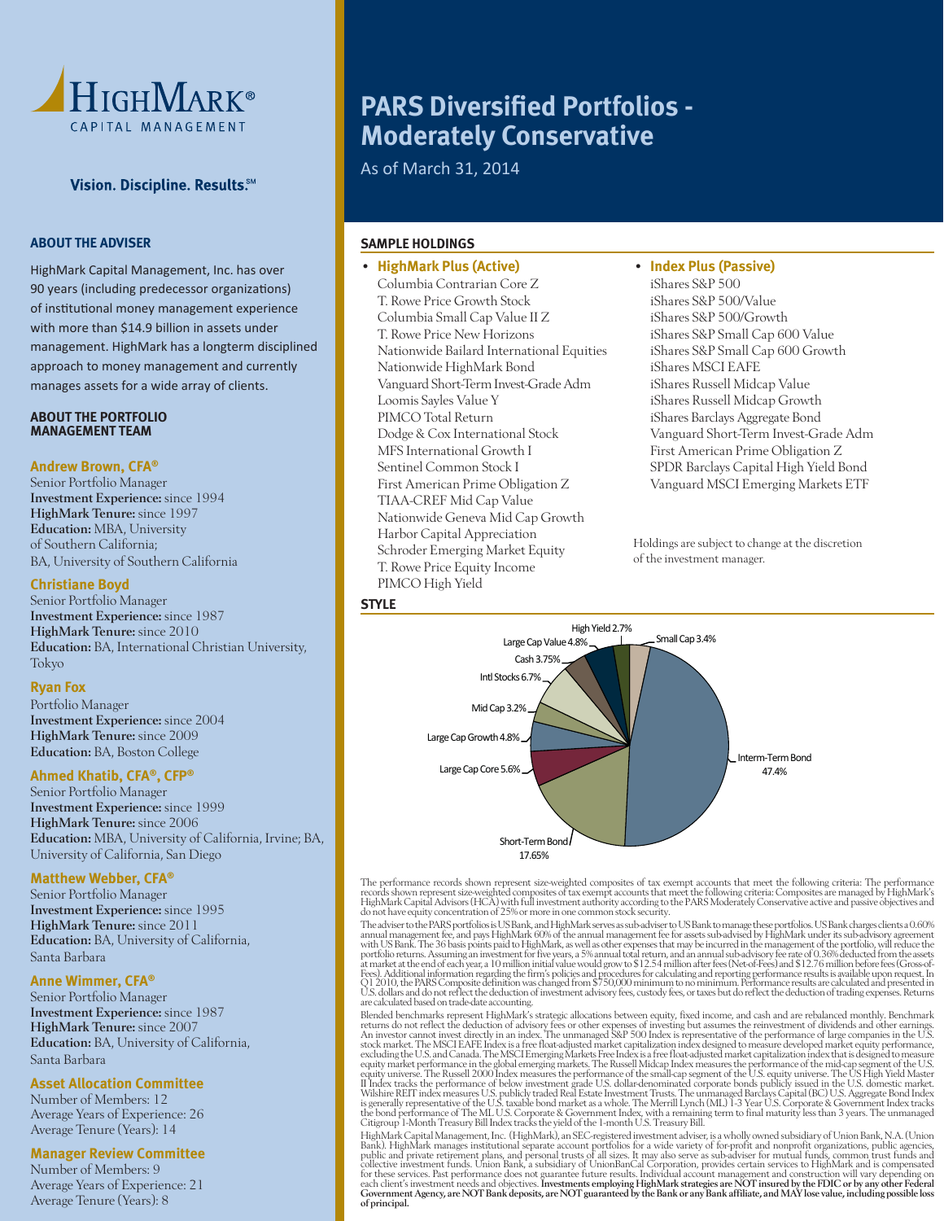HighMark® Capital Management

Vision. Discipline. Results.℠

# PARS Diversified Portfolios - Moderately Conservative

As of March 31, 2014

## ABOUT THE ADVISER

HighMark Capital Management, Inc. has over 90 years (including predecessor organizations) of institutional money management experience with more than $14.9 billion in assets under management. HighMark has a longterm disciplined approach to money management and currently manages assets for a wide array of clients.

## ABOUT THE PORTFOLIO MANAGEMENT TEAM

### Andrew Brown, CFA®

Senior Portfolio Manager
**Investment Experience:** since 1994
**HighMark Tenure:** since 1997
**Education:** MBA, University of Southern California; BA, University of Southern California

### Christiane Boyd

Senior Portfolio Manager
**Investment Experience:** since 1987
**HighMark Tenure:** since 2010
**Education:** BA, International Christian University, Tokyo

### Ryan Fox

Portfolio Manager
**Investment Experience:** since 2004
**HighMark Tenure:** since 2009
**Education:** BA, Boston College

### Ahmed Khatib, CFA®, CFP®

Senior Portfolio Manager
**Investment Experience:** since 1999
**HighMark Tenure:** since 2006
**Education:** MBA, University of California, Irvine; BA, University of California, San Diego

### Matthew Webber, CFA®

Senior Portfolio Manager
**Investment Experience:** since 1995
**HighMark Tenure:** since 2011
**Education:** BA, University of California, Santa Barbara

### Anne Wimmer, CFA®

Senior Portfolio Manager
**Investment Experience:** since 1987
**HighMark Tenure:** since 2007
**Education:** BA, University of California, Santa Barbara

### Asset Allocation Committee

Number of Members: 12
Average Years of Experience: 26
Average Tenure (Years): 14

### Manager Review Committee

Number of Members: 9
Average Years of Experience: 21
Average Tenure (Years): 8

## SAMPLE HOLDINGS

- **HighMark Plus (Active)**
  - Columbia Contrarian Core Z
  - T. Rowe Price Growth Stock
  - Columbia Small Cap Value II Z
  - T. Rowe Price New Horizons
  - Nationwide Bailard International Equities
  - Nationwide HighMark Bond
  - Vanguard Short-Term Invest-Grade Adm
  - Loomis Sayles Value Y
  - PIMCO Total Return
  - Dodge & Cox International Stock
  - MFS International Growth I
  - Sentinel Common Stock I
  - First American Prime Obligation Z
  - TIAA-CREF Mid Cap Value
  - Nationwide Geneva Mid Cap Growth
  - Harbor Capital Appreciation
  - Schroder Emerging Market Equity
  - T. Rowe Price Equity Income
  - PIMCO High Yield

- **Index Plus (Passive)**
  - iShares S&P 500
  - iShares S&P 500/Value
  - iShares S&P 500/Growth
  - iShares S&P Small Cap 600 Value
  - iShares S&P Small Cap 600 Growth
  - iShares MSCI EAFE
  - iShares Russell Midcap Value
  - iShares Russell Midcap Growth
  - iShares Barclays Aggregate Bond
  - Vanguard Short-Term Invest-Grade Adm
  - First American Prime Obligation Z
  - SPDR Barclays Capital High Yield Bond
  - Vanguard MSCI Emerging Markets ETF

Holdings are subject to change at the discretion of the investment manager.

## STYLE

| Style | Allocation |
|---|---|
| Interm-Term Bond | 47.4% |
| Short-Term Bond | 17.65% |
| Large Cap Core | 5.6% |
| Large Cap Growth | 4.8% |
| Mid Cap | 3.2% |
| Intl Stocks | 6.7% |
| Cash | 3.75% |
| Large Cap Value | 4.8% |
| High Yield | 2.7% |
| Small Cap | 3.4% |

The performance records shown represent size-weighted composites of tax exempt accounts that meet the following criteria: The performance records shown represent size-weighted composites of tax exempt accounts that meet the following criteria: Composites are managed by HighMark's HighMark Capital Advisors (HCA) with full investment authority according to the PARS Moderately Conservative active and passive objectives and do not have equity concentration of 25% or more in one common stock security.

The adviser to the PARS portfolios is US Bank, and HighMark serves as sub-adviser to US Bank to manage these portfolios. US Bank charges clients a 0.60% annual management fee, and pays HighMark 60% of the annual management fee for assets sub-advised by HighMark under its sub-advisory agreement with US Bank. The 36 basis points paid to HighMark, as well as other expenses that may be incurred in the management of the portfolio, will reduce the portfolio returns. Assuming an investment for five years, a 5% annual total return, and an annual sub-advisory fee rate of 0.36% deducted from the assets at market at the end of each year, a 10 million initial value would grow to $12.54 million after fees (Net-of-Fees) and $12.76 million before fees (Gross-of-Fees). Additional information regarding the firm's policies and procedures for calculating and reporting performance results is available upon request. In Q1 2010, the PARS Composite definition was changed from $750,000 minimum to no minimum. Performance results are calculated and presented in U.S. dollars and do not reflect the deduction of investment advisory fees, custody fees, or taxes but do reflect the deduction of trading expenses. Returns are calculated based on trade-date accounting.

Blended benchmarks represent HighMark's strategic allocations between equity, fixed income, and cash and are rebalanced monthly. Benchmark returns do not reflect the deduction of advisory fees or other expenses of investing but assumes the reinvestment of dividends and other earnings. An investor cannot invest directly in an index. The unmanaged S&P 500 Index is representative of the performance of large companies in the U.S. stock market. The MSCI EAFE Index is a free float-adjusted market capitalization index designed to measure developed market equity performance, excluding the U.S. and Canada. The MSCI Emerging Markets Free Index is a free float-adjusted market capitalization index that is designed to measure equity market performance in the global emerging markets. The Russell Midcap Index measures the performance of the mid-cap segment of the U.S. equity universe. The Russell 2000 Index measures the performance of the small-cap segment of the U.S. equity universe. The US High Yield Master II Index tracks the performance of below investment grade U.S. dollar-denominated corporate bonds publicly issued in the U.S. domestic market. Wilshire REIT index measures U.S. publicly traded Real Estate Investment Trusts. The unmanaged Barclays Capital (BC) U.S. Aggregate Bond Index is generally representative of the U.S. taxable bond market as a whole. The Merrill Lynch (ML) 1-3 Year U.S. Corporate & Government Index tracks the bond performance of The ML U.S. Corporate & Government Index, with a remaining term to final maturity less than 3 years. The unmanaged Citigroup 1-Month Treasury Bill Index tracks the yield of the 1-month U.S. Treasury Bill.

HighMark Capital Management, Inc. (HighMark), an SEC-registered investment adviser, is a wholly owned subsidiary of Union Bank, N.A. (Union Bank). HighMark manages institutional separate account portfolios for a wide variety of for-profit and nonprofit organizations, public agencies, public and private retirement plans, and personal trusts of all sizes. It may also serve as sub-adviser for mutual funds, common trust funds and collective investment funds. Union Bank, a subsidiary of UnionBanCal Corporation, provides certain services to HighMark and is compensated for these services. Past performance does not guarantee future results. Individual account management and construction will vary depending on each client's investment needs and objectives. **Investments employing HighMark strategies are NOT insured by the FDIC or by any other Federal Government Agency, are NOT Bank deposits, are NOT guaranteed by the Bank or any Bank affiliate, and MAY lose value, including possible loss of principal.**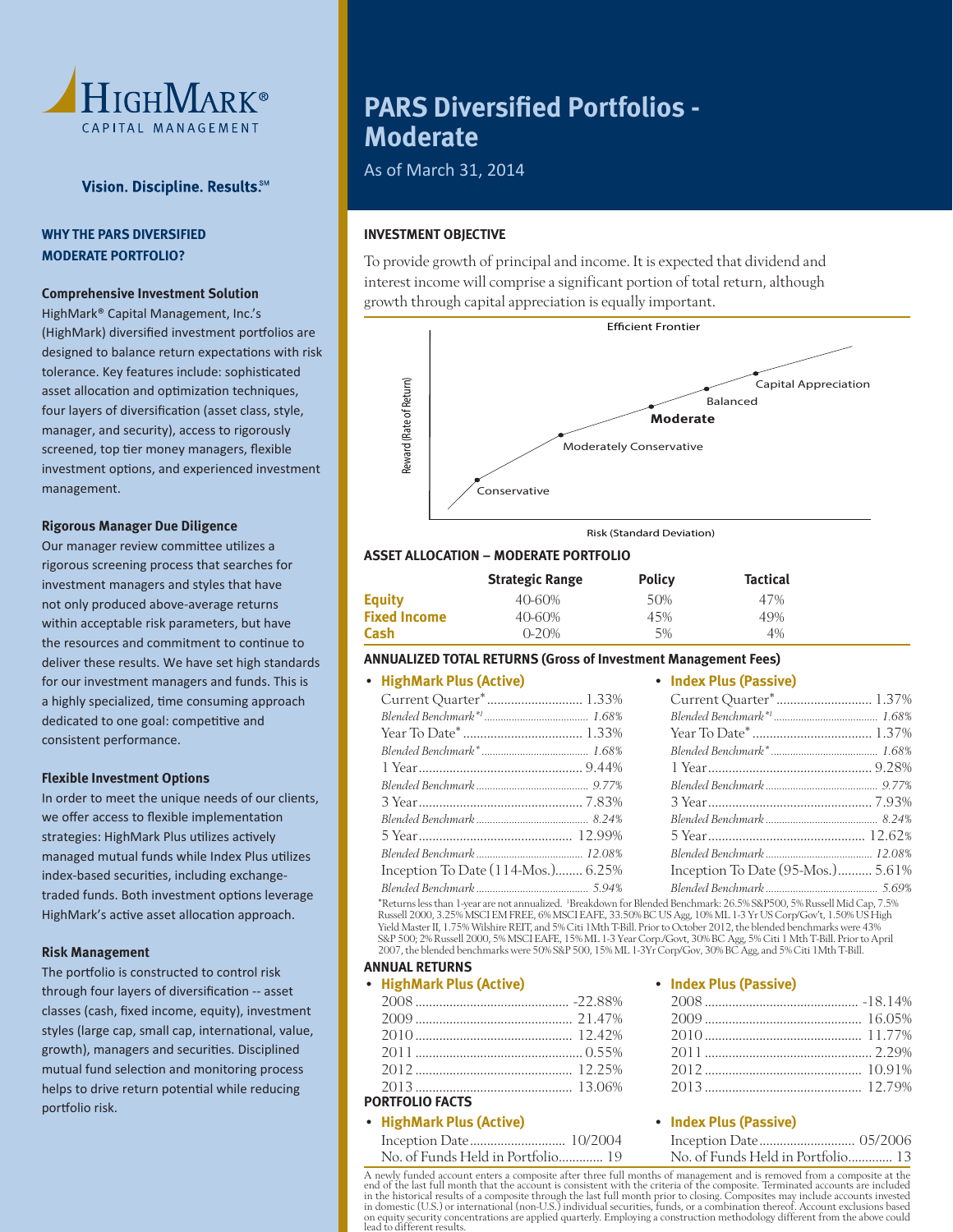HighMark® Capital Management

**Vision. Discipline. Results.℠**

# PARS Diversified Portfolios - Moderate

As of March 31, 2014

## WHY THE PARS DIVERSIFIED MODERATE PORTFOLIO?

### Comprehensive Investment Solution

HighMark® Capital Management, Inc.'s (HighMark) diversified investment portfolios are designed to balance return expectations with risk tolerance. Key features include: sophisticated asset allocation and optimization techniques, four layers of diversification (asset class, style, manager, and security), access to rigorously screened, top tier money managers, flexible investment options, and experienced investment management.

### Rigorous Manager Due Diligence

Our manager review committee utilizes a rigorous screening process that searches for investment managers and styles that have not only produced above-average returns within acceptable risk parameters, but have the resources and commitment to continue to deliver these results. We have set high standards for our investment managers and funds. This is a highly specialized, time consuming approach dedicated to one goal: competitive and consistent performance.

### Flexible Investment Options

In order to meet the unique needs of our clients, we offer access to flexible implementation strategies: HighMark Plus utilizes actively managed mutual funds while Index Plus utilizes index-based securities, including exchange-traded funds. Both investment options leverage HighMark's active asset allocation approach.

### Risk Management

The portfolio is constructed to control risk through four layers of diversification -- asset classes (cash, fixed income, equity), investment styles (large cap, small cap, international, value, growth), managers and securities. Disciplined mutual fund selection and monitoring process helps to drive return potential while reducing portfolio risk.

## INVESTMENT OBJECTIVE

To provide growth of principal and income. It is expected that dividend and interest income will comprise a significant portion of total return, although growth through capital appreciation is equally important.

Efficient Frontier

Reward (Rate of Return) vs. Risk (Standard Deviation): Conservative, Moderately Conservative, **Moderate**, Balanced, Capital Appreciation

## ASSET ALLOCATION – MODERATE PORTFOLIO

| | Strategic Range | Policy | Tactical |
|---|---|---|---|
| **Equity** | 40-60% | 50% | 47% |
| **Fixed Income** | 40-60% | 45% | 49% |
| **Cash** | 0-20% | 5% | 4% |

## ANNUALIZED TOTAL RETURNS (Gross of Investment Management Fees)

| | HighMark Plus (Active) | Index Plus (Passive) |
|---|---|---|
| Current Quarter* | 1.33% | 1.37% |
| *Blended Benchmark*¹* | *1.68%* | *1.68%* |
| Year To Date* | 1.33% | 1.37% |
| *Blended Benchmark** | *1.68%* | *1.68%* |
| 1 Year | 9.44% | 9.28% |
| *Blended Benchmark* | *9.77%* | *9.77%* |
| 3 Year | 7.83% | 7.93% |
| *Blended Benchmark* | *8.24%* | *8.24%* |
| 5 Year | 12.99% | 12.62% |
| *Blended Benchmark* | *12.08%* | *12.08%* |
| Inception To Date (114-Mos.) / (95-Mos.) | 6.25% | 5.61% |
| *Blended Benchmark* | *5.94%* | *5.69%* |

*Returns less than 1-year are not annualized. ¹Breakdown for Blended Benchmark: 26.5% S&P500, 5% Russell Mid Cap, 7.5% Russell 2000, 3.25% MSCI EM FREE, 6% MSCI EAFE, 33.50% BC US Agg, 10% ML 1-3 Yr US Corp/Gov't, 1.50% US High Yield Master II, 1.75% Wilshire REIT, and 5% Citi 1Mth T-Bill. Prior to October 2012, the blended benchmarks were 43% S&P 500; 2% Russell 2000, 5% MSCI EAFE, 15% ML 1-3 Year Corp./Govt, 30% BC Agg, 5% Citi 1 Mth T-Bill. Prior to April 2007, the blended benchmarks were 50% S&P 500, 15% ML 1-3Yr Corp/Gov, 30% BC Agg, and 5% Citi 1Mth T-Bill.

## ANNUAL RETURNS

| | HighMark Plus (Active) | Index Plus (Passive) |
|---|---|---|
| 2008 | -22.88% | -18.14% |
| 2009 | 21.47% | 16.05% |
| 2010 | 12.42% | 11.77% |
| 2011 | 0.55% | 2.29% |
| 2012 | 12.25% | 10.91% |
| 2013 | 13.06% | 12.79% |

## PORTFOLIO FACTS

| | HighMark Plus (Active) | Index Plus (Passive) |
|---|---|---|
| Inception Date | 10/2004 | 05/2006 |
| No. of Funds Held in Portfolio | 19 | 13 |

A newly funded account enters a composite after three full months of management and is removed from a composite at the end of the last full month that the account is consistent with the criteria of the composite. Terminated accounts are included in the historical results of a composite through the last full month prior to closing. Composites may include accounts invested in domestic (U.S.) or international (non-U.S.) individual securities, funds, or a combination thereof. Account exclusions based on equity security concentrations are applied quarterly. Employing a construction methodology different from the above could lead to different results.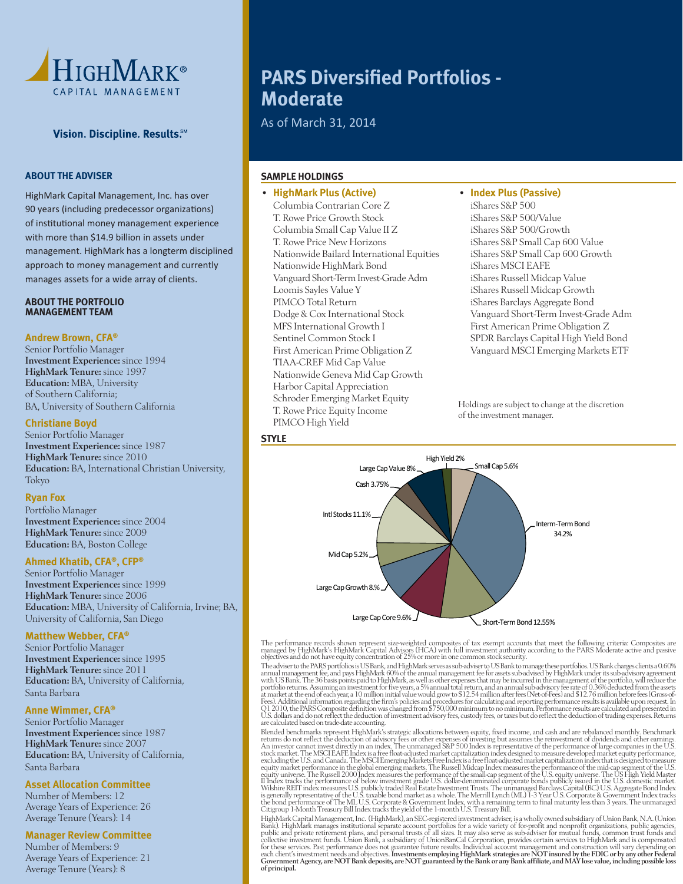HighMark® CAPITAL MANAGEMENT

Vision. Discipline. Results.℠

# PARS Diversified Portfolios - Moderate

As of March 31, 2014

## ABOUT THE ADVISER

HighMark Capital Management, Inc. has over 90 years (including predecessor organizations) of institutional money management experience with more than $14.9 billion in assets under management. HighMark has a longterm disciplined approach to money management and currently manages assets for a wide array of clients.

## ABOUT THE PORTFOLIO MANAGEMENT TEAM

### Andrew Brown, CFA®

Senior Portfolio Manager
**Investment Experience:** since 1994
**HighMark Tenure:** since 1997
**Education:** MBA, University of Southern California; BA, University of Southern California

### Christiane Boyd

Senior Portfolio Manager
**Investment Experience:** since 1987
**HighMark Tenure:** since 2010
**Education:** BA, International Christian University, Tokyo

### Ryan Fox

Portfolio Manager
**Investment Experience:** since 2004
**HighMark Tenure:** since 2009
**Education:** BA, Boston College

### Ahmed Khatib, CFA®, CFP®

Senior Portfolio Manager
**Investment Experience:** since 1999
**HighMark Tenure:** since 2006
**Education:** MBA, University of California, Irvine; BA, University of California, San Diego

### Matthew Webber, CFA®

Senior Portfolio Manager
**Investment Experience:** since 1995
**HighMark Tenure:** since 2011
**Education:** BA, University of California, Santa Barbara

### Anne Wimmer, CFA®

Senior Portfolio Manager
**Investment Experience:** since 1987
**HighMark Tenure:** since 2007
**Education:** BA, University of California, Santa Barbara

### Asset Allocation Committee

Number of Members: 12
Average Years of Experience: 26
Average Tenure (Years): 14

### Manager Review Committee

Number of Members: 9
Average Years of Experience: 21
Average Tenure (Years): 8

## SAMPLE HOLDINGS

- **HighMark Plus (Active)**
  - Columbia Contrarian Core Z
  - T. Rowe Price Growth Stock
  - Columbia Small Cap Value II Z
  - T. Rowe Price New Horizons
  - Nationwide Bailard International Equities
  - Nationwide HighMark Bond
  - Vanguard Short-Term Invest-Grade Adm
  - Loomis Sayles Value Y
  - PIMCO Total Return
  - Dodge & Cox International Stock
  - MFS International Growth I
  - Sentinel Common Stock I
  - First American Prime Obligation Z
  - TIAA-CREF Mid Cap Value
  - Nationwide Geneva Mid Cap Growth
  - Harbor Capital Appreciation
  - Schroder Emerging Market Equity
  - T. Rowe Price Equity Income
  - PIMCO High Yield
- **Index Plus (Passive)**
  - iShares S&P 500
  - iShares S&P 500/Value
  - iShares S&P 500/Growth
  - iShares S&P Small Cap 600 Value
  - iShares S&P Small Cap 600 Growth
  - iShares MSCI EAFE
  - iShares Russell Midcap Value
  - iShares Russell Midcap Growth
  - iShares Barclays Aggregate Bond
  - Vanguard Short-Term Invest-Grade Adm
  - First American Prime Obligation Z
  - SPDR Barclays Capital High Yield Bond
  - Vanguard MSCI Emerging Markets ETF

Holdings are subject to change at the discretion of the investment manager.

## STYLE

| Asset Class | Allocation |
|---|---|
| Interm-Term Bond | 34.2% |
| Short-Term Bond | 12.55% |
| Large Cap Core | 9.6% |
| Large Cap Growth | 8.% |
| Mid Cap | 5.2% |
| Intl Stocks | 11.1% |
| Cash | 3.75% |
| Large Cap Value | 8% |
| High Yield | 2% |
| Small Cap | 5.6% |

The performance records shown represent size-weighted composites of tax exempt accounts that meet the following criteria: Composites are managed by HighMark's HighMark Capital Advisors (HCA) with full investment authority according to the PARS Moderate active and passive objectives and do not have equity concentration of 25% or more in one common stock security.

The adviser to the PARS portfolios is US Bank, and HighMark serves as sub-adviser to US Bank to manage these portfolios. US Bank charges clients a 0.60% annual management fee, and pays HighMark 60% of the annual management fee for assets sub-advised by HighMark under its sub-advisory agreement with US Bank. The 36 basis points paid to HighMark, as well as other expenses that may be incurred in the management of the portfolio, will reduce the portfolio returns. Assuming an investment for five years, a 5% annual total return, and an annual sub-advisory fee rate of 0.36% deducted from the assets at market at the end of each year, a 10 million initial value would grow to $12.54 million after fees (Net-of-Fees) and $12.76 million before fees (Gross-of-Fees). Additional information regarding the firm's policies and procedures for calculating and reporting performance results is available upon request. In Q1 2010, the PARS Composite definition was changed from $750,000 minimum to no minimum. Performance results are calculated and presented in U.S. dollars and do not reflect the deduction of investment advisory fees, custody fees, or taxes but do reflect the deduction of trading expenses. Returns are calculated based on trade-date accounting.

Blended benchmarks represent HighMark's strategic allocations between equity, fixed income, and cash and are rebalanced monthly. Benchmark returns do not reflect the deduction of advisory fees or other expenses of investing but assumes the reinvestment of dividends and other earnings. An investor cannot invest directly in an index. The unmanaged S&P 500 Index is representative of the performance of large companies in the U.S. stock market. The MSCI EAFE Index is a free float-adjusted market capitalization index designed to measure developed market equity performance, excluding the U.S. and Canada. The MSCI Emerging Markets Free Index is a free float-adjusted market capitalization index that is designed to measure equity market performance in the global emerging markets. The Russell Midcap Index measures the performance of the mid-cap segment of the U.S. equity universe. The Russell 2000 Index measures the performance of the small-cap segment of the U.S. equity universe. The US High Yield Master II Index tracks the performance of below investment grade U.S. dollar-denominated corporate bonds publicly issued in the U.S. domestic market. Wilshire REIT index measures U.S. publicly traded Real Estate Investment Trusts. The unmanaged Barclays Capital (BC) U.S. Aggregate Bond Index is generally representative of the U.S. taxable bond market as a whole. The Merrill Lynch (ML) 1-3 Year U.S. Corporate & Government Index tracks the bond performance of The ML U.S. Corporate & Government Index, with a remaining term to final maturity less than 3 years. The unmanaged Citigroup 1-Month Treasury Bill Index tracks the yield of the 1-month U.S. Treasury Bill.

HighMark Capital Management, Inc. (HighMark), an SEC-registered investment adviser, is a wholly owned subsidiary of Union Bank, N.A. (Union Bank). HighMark manages institutional separate account portfolios for a wide variety of for-profit and nonprofit organizations, public agencies, public and private retirement plans, and personal trusts of all sizes. It may also serve as sub-adviser for mutual funds, common trust funds and collective investment funds. Union Bank, a subsidiary of UnionBanCal Corporation, provides certain services to HighMark and is compensated for these services. Past performance does not guarantee future results. Individual account management and construction will vary depending on each client's investment needs and objectives. **Investments employing HighMark strategies are NOT insured by the FDIC or by any other Federal Government Agency, are NOT Bank deposits, are NOT guaranteed by the Bank or any Bank affiliate, and MAY lose value, including possible loss of principal.**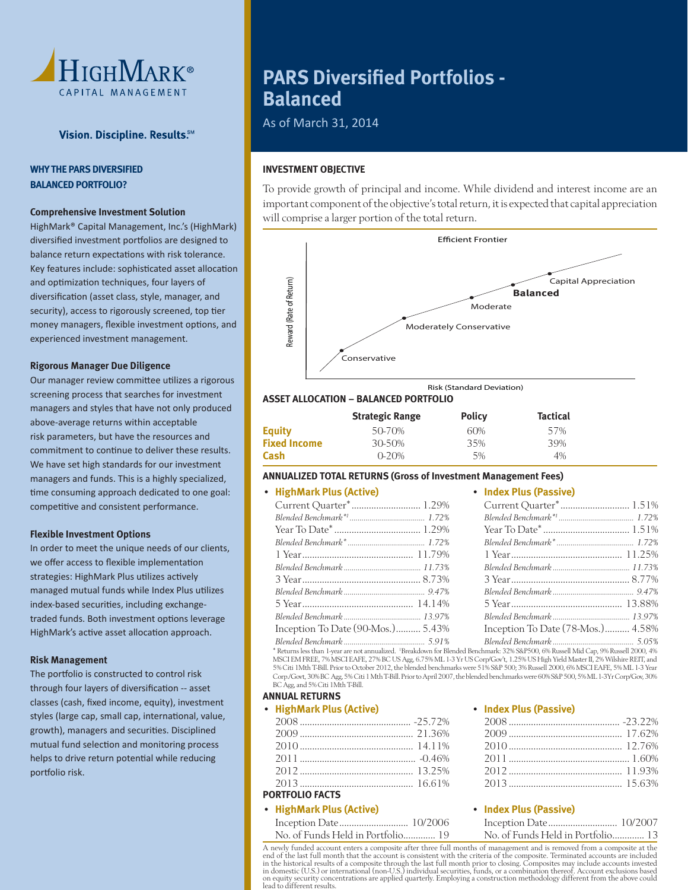HighMark® Capital Management

Vision. Discipline. Results.℠

# PARS Diversified Portfolios - Balanced

As of March 31, 2014

### WHY THE PARS DIVERSIFIED BALANCED PORTFOLIO?

**Comprehensive Investment Solution**

HighMark® Capital Management, Inc.'s (HighMark) diversified investment portfolios are designed to balance return expectations with risk tolerance. Key features include: sophisticated asset allocation and optimization techniques, four layers of diversification (asset class, style, manager, and security), access to rigorously screened, top tier money managers, flexible investment options, and experienced investment management.

**Rigorous Manager Due Diligence**

Our manager review committee utilizes a rigorous screening process that searches for investment managers and styles that have not only produced above-average returns within acceptable risk parameters, but have the resources and commitment to continue to deliver these results. We have set high standards for our investment managers and funds. This is a highly specialized, time consuming approach dedicated to one goal: competitive and consistent performance.

**Flexible Investment Options**

In order to meet the unique needs of our clients, we offer access to flexible implementation strategies: HighMark Plus utilizes actively managed mutual funds while Index Plus utilizes index-based securities, including exchange-traded funds. Both investment options leverage HighMark's active asset allocation approach.

**Risk Management**

The portfolio is constructed to control risk through four layers of diversification -- asset classes (cash, fixed income, equity), investment styles (large cap, small cap, international, value, growth), managers and securities. Disciplined mutual fund selection and monitoring process helps to drive return potential while reducing portfolio risk.

### INVESTMENT OBJECTIVE

To provide growth of principal and income. While dividend and interest income are an important component of the objective's total return, it is expected that capital appreciation will comprise a larger portion of the total return.

Efficient Frontier

Reward (Rate of Return) vs. Risk (Standard Deviation): Conservative, Moderately Conservative, Moderate, **Balanced**, Capital Appreciation

### ASSET ALLOCATION – BALANCED PORTFOLIO

| | Strategic Range | Policy | Tactical |
|---|---|---|---|
| **Equity** | 50-70% | 60% | 57% |
| **Fixed Income** | 30-50% | 35% | 39% |
| **Cash** | 0-20% | 5% | 4% |

### ANNUALIZED TOTAL RETURNS (Gross of Investment Management Fees)

| | HighMark Plus (Active) | Index Plus (Passive) |
|---|---|---|
| Current Quarter* | 1.29% | 1.51% |
| *Blended Benchmark*[1]* | *1.72%* | *1.72%* |
| Year To Date* | 1.29% | 1.51% |
| *Blended Benchmark** | *1.72%* | *1.72%* |
| 1 Year | 11.79% | 11.25% |
| *Blended Benchmark* | *11.73%* | *11.73%* |
| 3 Year | 8.73% | 8.77% |
| *Blended Benchmark* | *9.47%* | *9.47%* |
| 5 Year | 14.14% | 13.88% |
| *Blended Benchmark* | *13.97%* | *13.97%* |
| Inception To Date (90-Mos.) / (78-Mos.) | 5.43% | 4.58% |
| *Blended Benchmark* | *5.91%* | *5.05%* |

\* Returns less than 1-year are not annualized. [1]Breakdown for Blended Benchmark: 32% S&P500, 6% Russell Mid Cap, 9% Russell 2000, 4% MSCI EM FREE, 7% MSCI EAFE, 27% BC US Agg, 6.75% ML 1-3 Yr US Corp/Gov't, 1.25% US High Yield Master II, 2% Wilshire REIT, and 5% Citi 1Mth T-Bill. Prior to October 2012, the blended benchmarks were 51% S&P 500; 3% Russell 2000, 6% MSCI EAFE, 5% ML 1-3 Year Corp./Govt, 30% BC Agg, 5% Citi 1 Mth T-Bill. Prior to April 2007, the blended benchmarks were 60% S&P 500, 5% ML 1-3Yr Corp/Gov, 30% BC Agg, and 5% Citi 1Mth T-Bill.

### ANNUAL RETURNS

| | HighMark Plus (Active) | Index Plus (Passive) |
|---|---|---|
| 2008 | -25.72% | -23.22% |
| 2009 | 21.36% | 17.62% |
| 2010 | 14.11% | 12.76% |
| 2011 | -0.46% | 1.60% |
| 2012 | 13.25% | 11.93% |
| 2013 | 16.61% | 15.63% |

### PORTFOLIO FACTS

| | HighMark Plus (Active) | Index Plus (Passive) |
|---|---|---|
| Inception Date | 10/2006 | 10/2007 |
| No. of Funds Held in Portfolio | 19 | 13 |

A newly funded account enters a composite after three full months of management and is removed from a composite at the end of the last full month that the account is consistent with the criteria of the composite. Terminated accounts are included in the historical results of a composite through the last full month prior to closing. Composites may include accounts invested in domestic (U.S.) or international (non-U.S.) individual securities, funds, or a combination thereof. Account exclusions based on equity security concentrations are applied quarterly. Employing a construction methodology different from the above could lead to different results.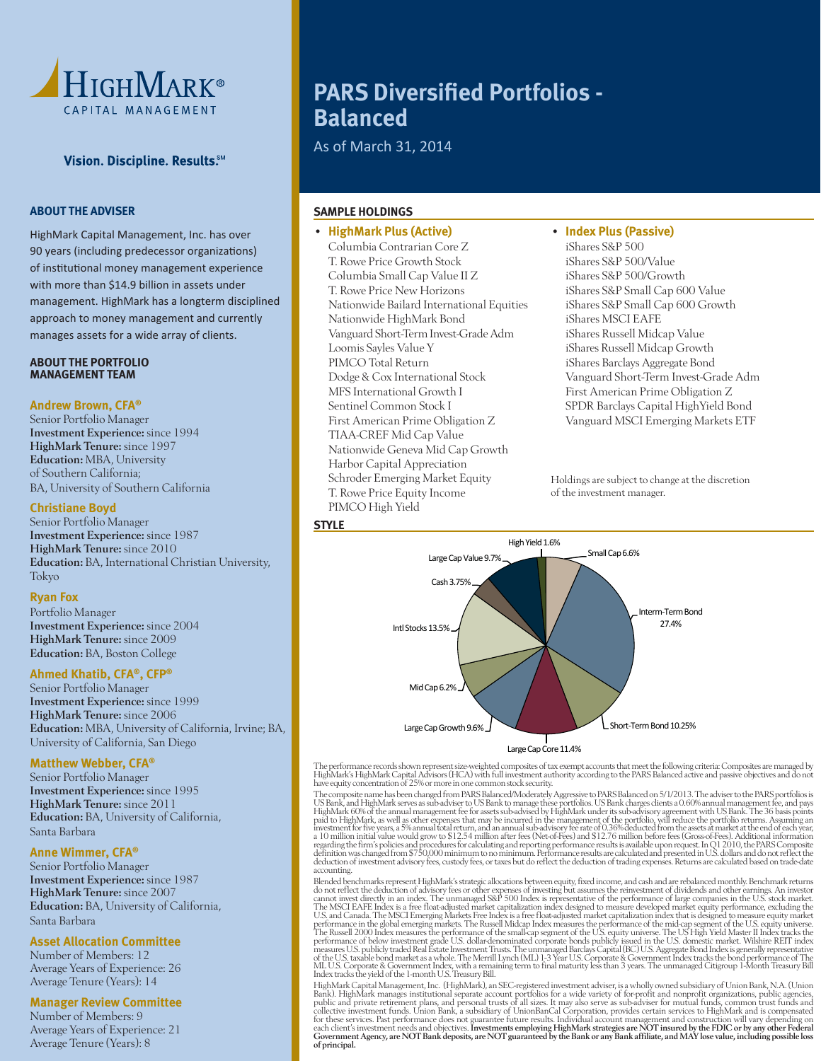HighMark® Capital Management

Vision. Discipline. Results.℠

# PARS Diversified Portfolios - Balanced

As of March 31, 2014

## ABOUT THE ADVISER

HighMark Capital Management, Inc. has over 90 years (including predecessor organizations) of institutional money management experience with more than $14.9 billion in assets under management. HighMark has a longterm disciplined approach to money management and currently manages assets for a wide array of clients.

## ABOUT THE PORTFOLIO MANAGEMENT TEAM

### Andrew Brown, CFA®

Senior Portfolio Manager
**Investment Experience:** since 1994
**HighMark Tenure:** since 1997
**Education:** MBA, University of Southern California; BA, University of Southern California

### Christiane Boyd

Senior Portfolio Manager
**Investment Experience:** since 1987
**HighMark Tenure:** since 2010
**Education:** BA, International Christian University, Tokyo

### Ryan Fox

Portfolio Manager
**Investment Experience:** since 2004
**HighMark Tenure:** since 2009
**Education:** BA, Boston College

### Ahmed Khatib, CFA®, CFP®

Senior Portfolio Manager
**Investment Experience:** since 1999
**HighMark Tenure:** since 2006
**Education:** MBA, University of California, Irvine; BA, University of California, San Diego

### Matthew Webber, CFA®

Senior Portfolio Manager
**Investment Experience:** since 1995
**HighMark Tenure:** since 2011
**Education:** BA, University of California, Santa Barbara

### Anne Wimmer, CFA®

Senior Portfolio Manager
**Investment Experience:** since 1987
**HighMark Tenure:** since 2007
**Education:** BA, University of California, Santa Barbara

### Asset Allocation Committee

Number of Members: 12
Average Years of Experience: 26
Average Tenure (Years): 14

### Manager Review Committee

Number of Members: 9
Average Years of Experience: 21
Average Tenure (Years): 8

## SAMPLE HOLDINGS

- **HighMark Plus (Active)**
  - Columbia Contrarian Core Z
  - T. Rowe Price Growth Stock
  - Columbia Small Cap Value II Z
  - T. Rowe Price New Horizons
  - Nationwide Bailard International Equities
  - Nationwide HighMark Bond
  - Vanguard Short-Term Invest-Grade Adm
  - Loomis Sayles Value Y
  - PIMCO Total Return
  - Dodge & Cox International Stock
  - MFS International Growth I
  - Sentinel Common Stock I
  - First American Prime Obligation Z
  - TIAA-CREF Mid Cap Value
  - Nationwide Geneva Mid Cap Growth
  - Harbor Capital Appreciation
  - Schroder Emerging Market Equity
  - T. Rowe Price Equity Income
  - PIMCO High Yield
- **Index Plus (Passive)**
  - iShares S&P 500
  - iShares S&P 500/Value
  - iShares S&P 500/Growth
  - iShares S&P Small Cap 600 Value
  - iShares S&P Small Cap 600 Growth
  - iShares MSCI EAFE
  - iShares Russell Midcap Value
  - iShares Russell Midcap Growth
  - iShares Barclays Aggregate Bond
  - Vanguard Short-Term Invest-Grade Adm
  - First American Prime Obligation Z
  - SPDR Barclays Capital HighYield Bond
  - Vanguard MSCI Emerging Markets ETF

Holdings are subject to change at the discretion of the investment manager.

## STYLE

| Style | Allocation |
|---|---|
| High Yield | 1.6% |
| Small Cap | 6.6% |
| Interm-Term Bond | 27.4% |
| Short-Term Bond | 10.25% |
| Large Cap Core | 11.4% |
| Large Cap Growth | 9.6% |
| Mid Cap | 6.2% |
| Intl Stocks | 13.5% |
| Cash | 3.75% |
| Large Cap Value | 9.7% |

The performance records shown represent size-weighted composites of tax exempt accounts that meet the following criteria: Composites are managed by HighMark's HighMark Capital Advisors (HCA) with full investment authority according to the PARS Balanced active and passive objectives and do not have equity concentration of 25% or more in one common stock security.

The composite name has been changed from PARS Balanced/Moderately Aggressive to PARS Balanced on 5/1/2013. The adviser to the PARS portfolios is US Bank, and HighMark serves as sub-adviser to US Bank to manage these portfolios. US Bank charges clients a 0.60% annual management fee, and pays HighMark 60% of the annual management fee for assets sub-advised by HighMark under its sub-advisory agreement with US Bank. The 36 basis points paid to HighMark, as well as other expenses that may be incurred in the management of the portfolio, will reduce the portfolio returns. Assuming an investment for five years, a 5% annual total return, and an annual sub-advisory fee rate of 0.36% deducted from the assets at market at the end of each year, a 10 million initial value would grow to $12.54 million after fees (Net-of-Fees) and $12.76 million before fees (Gross-of-Fees). Additional information regarding the firm's policies and procedures for calculating and reporting performance results is available upon request. In Q1 2010, the PARS Composite definition was changed from $750,000 minimum to no minimum. Performance results are calculated and presented in U.S. dollars and do not reflect the deduction of investment advisory fees, custody fees, or taxes but do reflect the deduction of trading expenses. Returns are calculated based on trade-date accounting.

Blended benchmarks represent HighMark's strategic allocations between equity, fixed income, and cash and are rebalanced monthly. Benchmark returns do not reflect the deduction of advisory fees or other expenses of investing but assumes the reinvestment of dividends and other earnings. An investor cannot invest directly in an index. The unmanaged S&P 500 Index is representative of the performance of large companies in the U.S. stock market. The MSCI EAFE Index is a free float-adjusted market capitalization index designed to measure developed market equity performance, excluding the U.S. and Canada. The MSCI Emerging Markets Free Index is a free float-adjusted market capitalization index that is designed to measure equity market performance in the global emerging markets. The Russell Midcap Index measures the performance of the mid-cap segment of the U.S. equity universe. The Russell 2000 Index measures the performance of the small-cap segment of the U.S. equity universe. The US High Yield Master II Index tracks the performance of below investment grade U.S. dollar-denominated corporate bonds publicly issued in the U.S. domestic market. Wilshire REIT index measures U.S. publicly traded Real Estate Investment Trusts. The unmanaged Barclays Capital (BC) U.S. Aggregate Bond Index is generally representative of the U.S. taxable bond market as a whole. The Merrill Lynch (ML) 1-3 Year U.S. Corporate & Government Index tracks the bond performance of The ML U.S. Corporate & Government Index, with a remaining term to final maturity less than 3 years. The unmanaged Citigroup 1-Month Treasury Bill Index tracks the yield of the 1-month U.S. Treasury Bill.

HighMark Capital Management, Inc. (HighMark), an SEC-registered investment adviser, is a wholly owned subsidiary of Union Bank, N.A. (Union Bank). HighMark manages institutional separate account portfolios for a wide variety of for-profit and nonprofit organizations, public agencies, public and private retirement plans, and personal trusts of all sizes. It may also serve as sub-adviser for mutual funds, common trust funds and collective investment funds. Union Bank, a subsidiary of UnionBanCal Corporation, provides certain services to HighMark and is compensated for these services. Past performance does not guarantee future results. Individual account management and construction will vary depending on each client's investment needs and objectives. **Investments employing HighMark strategies are NOT insured by the FDIC or by any other Federal Government Agency, are NOT Bank deposits, are NOT guaranteed by the Bank or any Bank affiliate, and MAY lose value, including possible loss of principal.**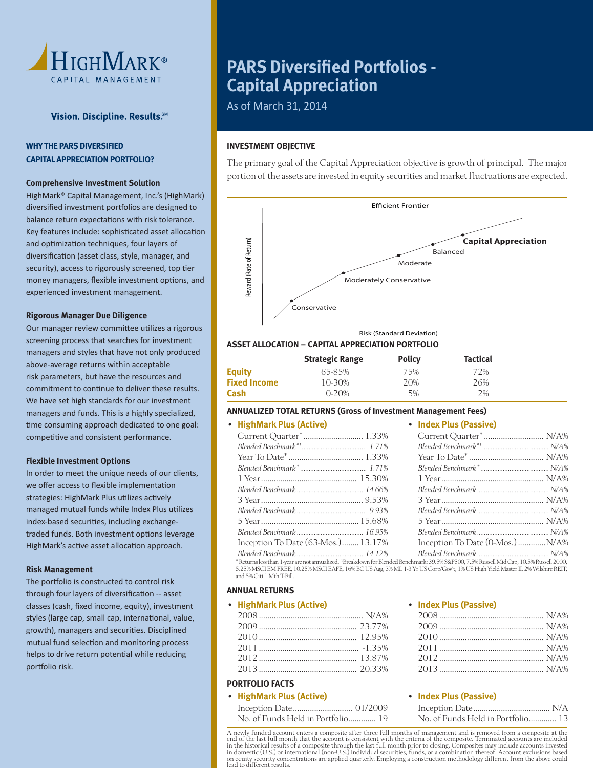# PARS Diversified Portfolios - Capital Appreciation

As of March 31, 2014

HighMark® Capital Management

Vision. Discipline. Results.℠

### WHY THE PARS DIVERSIFIED CAPITAL APPRECIATION PORTFOLIO?

**Comprehensive Investment Solution**

HighMark® Capital Management, Inc.'s (HighMark) diversified investment portfolios are designed to balance return expectations with risk tolerance. Key features include: sophisticated asset allocation and optimization techniques, four layers of diversification (asset class, style, manager, and security), access to rigorously screened, top tier money managers, flexible investment options, and experienced investment management.

**Rigorous Manager Due Diligence**

Our manager review committee utilizes a rigorous screening process that searches for investment managers and styles that have not only produced above-average returns within acceptable risk parameters, but have the resources and commitment to continue to deliver these results. We have set high standards for our investment managers and funds. This is a highly specialized, time consuming approach dedicated to one goal: competitive and consistent performance.

**Flexible Investment Options**

In order to meet the unique needs of our clients, we offer access to flexible implementation strategies: HighMark Plus utilizes actively managed mutual funds while Index Plus utilizes index-based securities, including exchange-traded funds. Both investment options leverage HighMark's active asset allocation approach.

**Risk Management**

The portfolio is constructed to control risk through four layers of diversification -- asset classes (cash, fixed income, equity), investment styles (large cap, small cap, international, value, growth), managers and securities. Disciplined mutual fund selection and monitoring process helps to drive return potential while reducing portfolio risk.

### INVESTMENT OBJECTIVE

The primary goal of the Capital Appreciation objective is growth of principal. The major portion of the assets are invested in equity securities and market fluctuations are expected.

Efficient Frontier

Reward (Rate of Return) vs. Risk (Standard Deviation): Conservative, Moderately Conservative, Moderate, Balanced, **Capital Appreciation**

### ASSET ALLOCATION – CAPITAL APPRECIATION PORTFOLIO

| | Strategic Range | Policy | Tactical |
|---|---|---|---|
| **Equity** | 65-85% | 75% | 72% |
| **Fixed Income** | 10-30% | 20% | 26% |
| **Cash** | 0-20% | 5% | 2% |

### ANNUALIZED TOTAL RETURNS (Gross of Investment Management Fees)

| | HighMark Plus (Active) | Index Plus (Passive) |
|---|---|---|
| Current Quarter* | 1.33% | N/A% |
| *Blended Benchmark*[1]* | *1.71%* | *N/A%* |
| Year To Date* | 1.33% | N/A% |
| *Blended Benchmark** | *1.71%* | *N/A%* |
| 1 Year | 15.30% | N/A% |
| *Blended Benchmark* | *14.66%* | *N/A%* |
| 3 Year | 9.53% | N/A% |
| *Blended Benchmark* | *9.93%* | *N/A%* |
| 5 Year | 15.68% | N/A% |
| *Blended Benchmark* | *16.95%* | *N/A%* |
| Inception To Date (63-Mos.) / (0-Mos.) | 13.17% | N/A% |
| *Blended Benchmark* | *14.12%* | *N/A%* |

* Returns less than 1-year are not annualized. [1]Breakdown for Blended Benchmark: 39.5% S&P500, 7.5% Russell Mid Cap, 10.5% Russell 2000, 5.25% MSCI EM FREE, 10.25% MSCI EAFE, 16% BC US Agg, 3% ML 1-3 Yr US Corp/Gov't, 1% US High Yield Master II, 2% Wilshire REIT, and 5% Citi 1 Mth T-Bill.

### ANNUAL RETURNS

| | HighMark Plus (Active) | Index Plus (Passive) |
|---|---|---|
| 2008 | N/A% | N/A% |
| 2009 | 23.77% | N/A% |
| 2010 | 12.95% | N/A% |
| 2011 | -1.35% | N/A% |
| 2012 | 13.87% | N/A% |
| 2013 | 20.33% | N/A% |

### PORTFOLIO FACTS

| | HighMark Plus (Active) | Index Plus (Passive) |
|---|---|---|
| Inception Date | 01/2009 | N/A |
| No. of Funds Held in Portfolio | 19 | 13 |

A newly funded account enters a composite after three full months of management and is removed from a composite at the end of the last full month that the account is consistent with the criteria of the composite. Terminated accounts are included in the historical results of a composite through the last full month prior to closing. Composites may include accounts invested in domestic (U.S.) or international (non-U.S.) individual securities, funds, or a combination thereof. Account exclusions based on equity security concentrations are applied quarterly. Employing a construction methodology different from the above could lead to different results.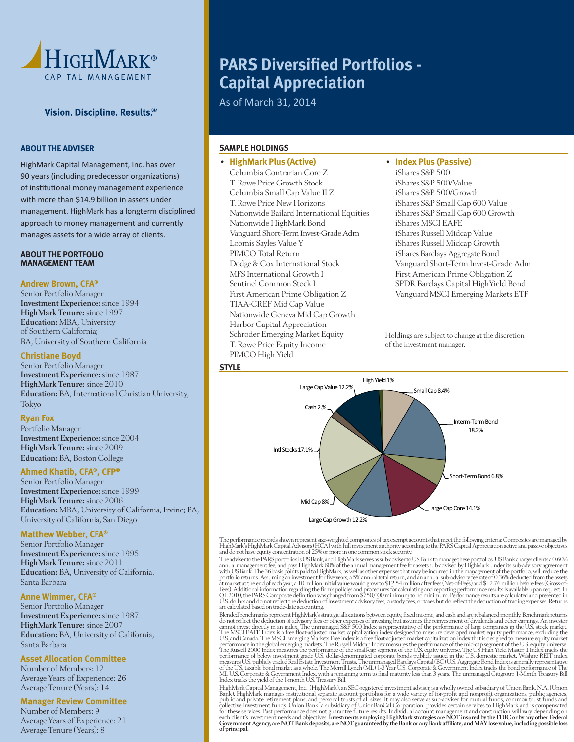# HighMark® Capital Management

**Vision. Discipline. Results.**℠

# PARS Diversified Portfolios - Capital Appreciation

As of March 31, 2014

### ABOUT THE ADVISER

HighMark Capital Management, Inc. has over 90 years (including predecessor organizations) of institutional money management experience with more than $14.9 billion in assets under management. HighMark has a longterm disciplined approach to money management and currently manages assets for a wide array of clients.

### ABOUT THE PORTFOLIO MANAGEMENT TEAM

**Andrew Brown, CFA®**
Senior Portfolio Manager
**Investment Experience:** since 1994
**HighMark Tenure:** since 1997
**Education:** MBA, University of Southern California; BA, University of Southern California

**Christiane Boyd**
Senior Portfolio Manager
**Investment Experience:** since 1987
**HighMark Tenure:** since 2010
**Education:** BA, International Christian University, Tokyo

**Ryan Fox**
Portfolio Manager
**Investment Experience:** since 2004
**HighMark Tenure:** since 2009
**Education:** BA, Boston College

**Ahmed Khatib, CFA®, CFP®**
Senior Portfolio Manager
**Investment Experience:** since 1999
**HighMark Tenure:** since 2006
**Education:** MBA, University of California, Irvine; BA, University of California, San Diego

**Matthew Webber, CFA®**
Senior Portfolio Manager
**Investment Experience:** since 1995
**HighMark Tenure:** since 2011
**Education:** BA, University of California, Santa Barbara

**Anne Wimmer, CFA®**
Senior Portfolio Manager
**Investment Experience:** since 1987
**HighMark Tenure:** since 2007
**Education:** BA, University of California, Santa Barbara

**Asset Allocation Committee**
Number of Members: 12
Average Years of Experience: 26
Average Tenure (Years): 14

**Manager Review Committee**
Number of Members: 9
Average Years of Experience: 21
Average Tenure (Years): 8

### SAMPLE HOLDINGS

- **HighMark Plus (Active)**
  - Columbia Contrarian Core Z
  - T. Rowe Price Growth Stock
  - Columbia Small Cap Value II Z
  - T. Rowe Price New Horizons
  - Nationwide Bailard International Equities
  - Nationwide HighMark Bond
  - Vanguard Short-Term Invest-Grade Adm
  - Loomis Sayles Value Y
  - PIMCO Total Return
  - Dodge & Cox International Stock
  - MFS International Growth I
  - Sentinel Common Stock I
  - First American Prime Obligation Z
  - TIAA-CREF Mid Cap Value
  - Nationwide Geneva Mid Cap Growth
  - Harbor Capital Appreciation
  - Schroder Emerging Market Equity
  - T. Rowe Price Equity Income
  - PIMCO High Yield

- **Index Plus (Passive)**
  - iShares S&P 500
  - iShares S&P 500/Value
  - iShares S&P 500/Growth
  - iShares S&P Small Cap 600 Value
  - iShares S&P Small Cap 600 Growth
  - iShares MSCI EAFE
  - iShares Russell Midcap Value
  - iShares Russell Midcap Growth
  - iShares Barclays Aggregate Bond
  - Vanguard Short-Term Invest-Grade Adm
  - First American Prime Obligation Z
  - SPDR Barclays Capital HighYield Bond
  - Vanguard MSCI Emerging Markets ETF

Holdings are subject to change at the discretion of the investment manager.

### STYLE

High Yield 1%
Small Cap 8.4%
Interm-Term Bond 18.2%
Short-Term Bond 6.8%
Large Cap Core 14.1%
Large Cap Growth 12.2%
Mid Cap 8%
Intl Stocks 17.1%
Cash 2.%
Large Cap Value 12.2%

The performance records shown represent size-weighted composites of tax exempt accounts that meet the following criteria: Composites are managed by HighMark's HighMark Capital Advisors (HCA) with full investment authority according to the PARS Capital Appreciation active and passive objectives and do not have equity concentration of 25% or more in one common stock security.

The adviser to the PARS portfolios is US Bank, and HighMark serves as sub-adviser to US Bank to manage these portfolios. US Bank charges clients a 0.60% annual management fee, and pays HighMark 60% of the annual management fee for assets sub-advised by HighMark under its sub-advisory agreement with US Bank. The 36 basis points paid to HighMark, as well as other expenses that may be incurred in the management of the portfolio, will reduce the portfolio returns. Assuming an investment for five years, a 5% annual total return, and an annual sub-advisory fee rate of 0.36% deducted from the assets at market at the end of each year, a 10 million initial value would grow to $12.54 million after fees (Net-of-Fees) and $12.76 million before fees (Gross-of-Fees). Additional information regarding the firm's policies and procedures for calculating and reporting performance results is available upon request. In Q1 2010, the PARS Composite definition was changed from $750,000 minimum to no minimum. Performance results are calculated and presented in U.S. dollars and do not reflect the deduction of investment advisory fees, custody fees, or taxes but do reflect the deduction of trading expenses. Returns are calculated based on trade-date accounting.

Blended benchmarks represent HighMark's strategic allocations between equity, fixed income, and cash and are rebalanced monthly. Benchmark returns do not reflect the deduction of advisory fees or other expenses of investing but assumes the reinvestment of dividends and other earnings. An investor cannot invest directly in an index. The unmanaged S&P 500 Index is representative of the performance of large companies in the U.S. stock market. The MSCI EAFE Index is a free float-adjusted market capitalization index designed to measure developed market equity performance, excluding the U.S. and Canada. The MSCI Emerging Markets Free Index is a free float-adjusted market capitalization index that is designed to measure equity market performance in the global emerging markets. The Russell Midcap Index measures the performance of the mid-cap segment of the U.S. equity universe. The Russell 2000 Index measures the performance of the small-cap segment of the U.S. equity universe. The US High Yield Master II Index tracks the performance of below investment grade U.S. dollar-denominated corporate bonds publicly issued in the U.S. domestic market. Wilshire REIT index measures U.S. publicly traded Real Estate Investment Trusts. The unmanaged Barclays Capital (BC) U.S. Aggregate Bond Index is generally representative of the U.S. taxable bond market as a whole. The Merrill Lynch (ML) 1-3 Year U.S. Corporate & Government Index tracks the bond performance of The ML U.S. Corporate & Government Index, with a remaining term to final maturity less than 3 years. The unmanaged Citigroup 1-Month Treasury Bill Index tracks the yield of the 1-month U.S. Treasury Bill.

HighMark Capital Management, Inc. (HighMark), an SEC-registered investment adviser, is a wholly owned subsidiary of Union Bank, N.A. (Union Bank). HighMark manages institutional separate account portfolios for a wide variety of for-profit and nonprofit organizations, public agencies, public and private retirement plans, and personal trusts of all sizes. It may also serve as sub-adviser for mutual funds, common trust funds and collective investment funds. Union Bank, a subsidiary of UnionBanCal Corporation, provides certain services to HighMark and is compensated for these services. Past performance does not guarantee future results. Individual account management and construction will vary depending on each client's investment needs and objectives. **Investments employing HighMark strategies are NOT insured by the FDIC or by any other Federal Government Agency, are NOT Bank deposits, are NOT guaranteed by the Bank or any Bank affiliate, and MAY lose value, including possible loss of principal.**